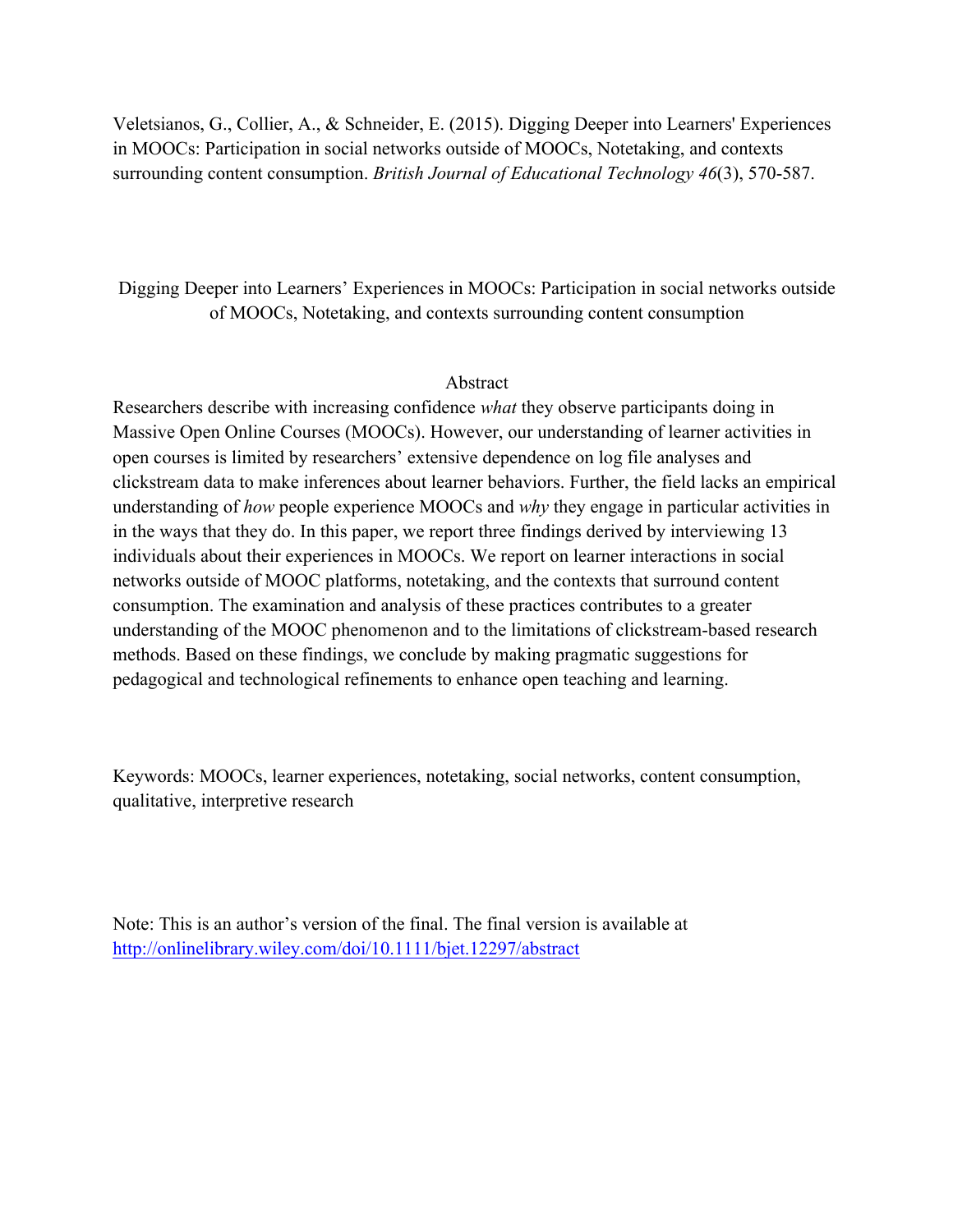Veletsianos, G., Collier, A., & Schneider, E. (2015). Digging Deeper into Learners' Experiences in MOOCs: Participation in social networks outside of MOOCs, Notetaking, and contexts surrounding content consumption. *British Journal of Educational Technology 46*(3), 570-587.

# Digging Deeper into Learners' Experiences in MOOCs: Participation in social networks outside of MOOCs, Notetaking, and contexts surrounding content consumption

## Abstract

Researchers describe with increasing confidence *what* they observe participants doing in Massive Open Online Courses (MOOCs). However, our understanding of learner activities in open courses is limited by researchers' extensive dependence on log file analyses and clickstream data to make inferences about learner behaviors. Further, the field lacks an empirical understanding of *how* people experience MOOCs and *why* they engage in particular activities in in the ways that they do. In this paper, we report three findings derived by interviewing 13 individuals about their experiences in MOOCs. We report on learner interactions in social networks outside of MOOC platforms, notetaking, and the contexts that surround content consumption. The examination and analysis of these practices contributes to a greater understanding of the MOOC phenomenon and to the limitations of clickstream-based research methods. Based on these findings, we conclude by making pragmatic suggestions for pedagogical and technological refinements to enhance open teaching and learning.

Keywords: MOOCs, learner experiences, notetaking, social networks, content consumption, qualitative, interpretive research

Note: This is an author's version of the final. The final version is available at [http://onlinelibrary.wiley.com/doi/10.1111/bjet.12297/abstract](http://onlinelibrary.wiley.com/doi/10.1111/bjet.12297/abstract)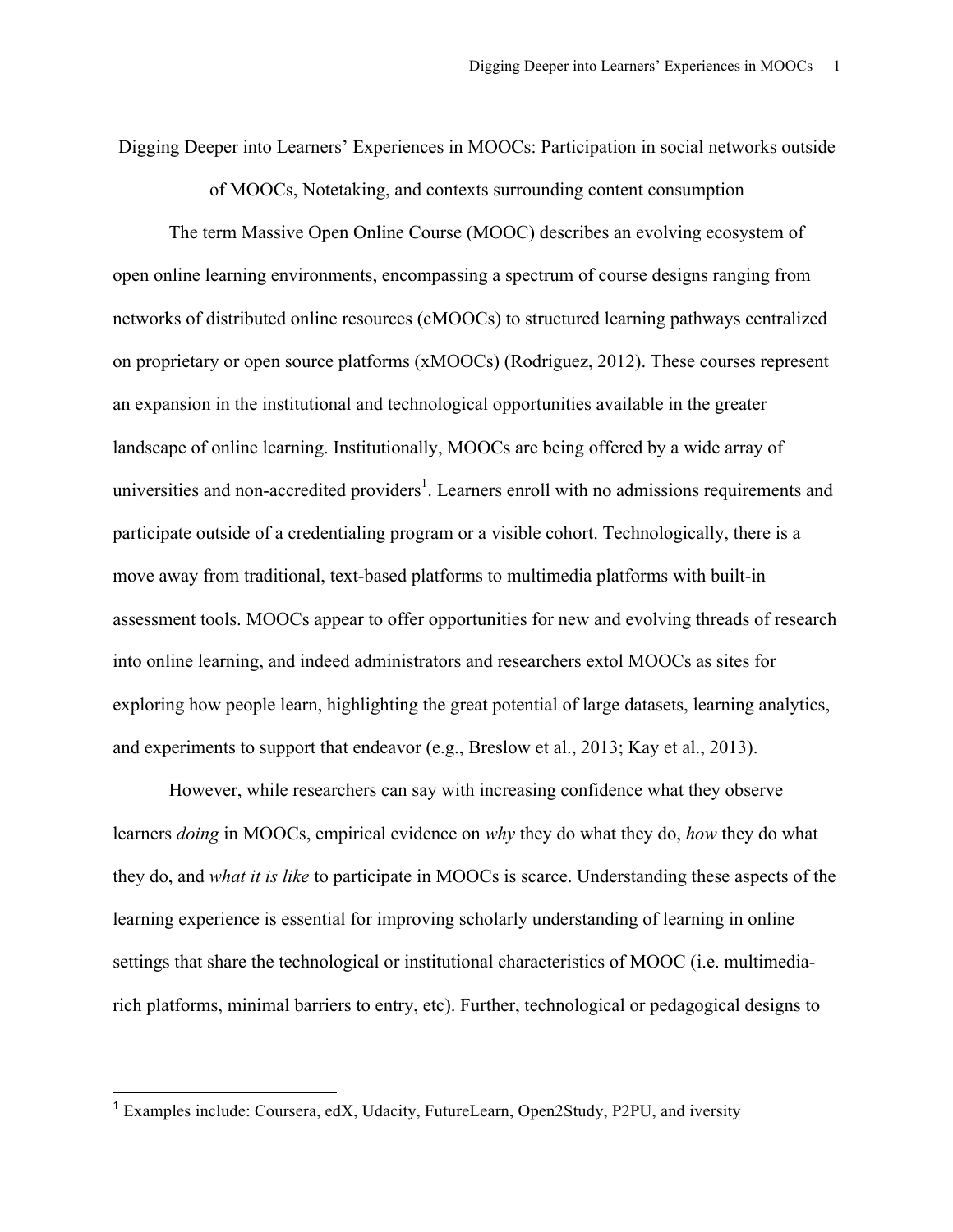# Digging Deeper into Learners' Experiences in MOOCs: Participation in social networks outside of MOOCs, Notetaking, and contexts surrounding content consumption

The term Massive Open Online Course (MOOC) describes an evolving ecosystem of open online learning environments, encompassing a spectrum of course designs ranging from networks of distributed online resources (cMOOCs) to structured learning pathways centralized on proprietary or open source platforms (xMOOCs) (Rodriguez, 2012). These courses represent an expansion in the institutional and technological opportunities available in the greater landscape of online learning. Institutionally, MOOCs are being offered by a wide array of universities and non-accredited providers[1]. Learners enroll with no admissions requirements and participate outside of a credentialing program or a visible cohort. Technologically, there is a move away from traditional, text-based platforms to multimedia platforms with built-in assessment tools. MOOCs appear to offer opportunities for new and evolving threads of research into online learning, and indeed administrators and researchers extol MOOCs as sites for exploring how people learn, highlighting the great potential of large datasets, learning analytics, and experiments to support that endeavor (e.g., Breslow et al., 2013; Kay et al., 2013).

However, while researchers can say with increasing confidence what they observe learners *doing* in MOOCs, empirical evidence on *why* they do what they do, *how* they do what they do, and *what it is like* to participate in MOOCs is scarce. Understanding these aspects of the learning experience is essential for improving scholarly understanding of learning in online settings that share the technological or institutional characteristics of MOOC (i.e. multimedia-rich platforms, minimal barriers to entry, etc). Further, technological or pedagogical designs to

[1] Examples include: Coursera, edX, Udacity, FutureLearn, Open2Study, P2PU, and iversity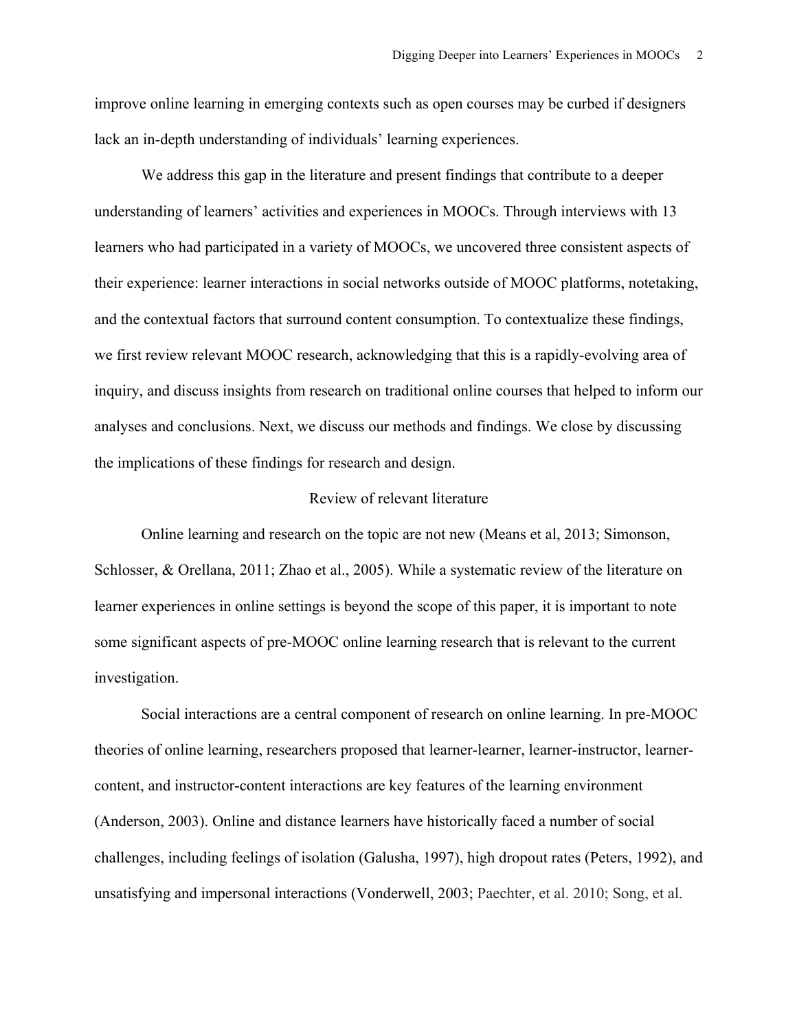improve online learning in emerging contexts such as open courses may be curbed if designers lack an in-depth understanding of individuals' learning experiences.

We address this gap in the literature and present findings that contribute to a deeper understanding of learners' activities and experiences in MOOCs. Through interviews with 13 learners who had participated in a variety of MOOCs, we uncovered three consistent aspects of their experience: learner interactions in social networks outside of MOOC platforms, notetaking, and the contextual factors that surround content consumption. To contextualize these findings, we first review relevant MOOC research, acknowledging that this is a rapidly-evolving area of inquiry, and discuss insights from research on traditional online courses that helped to inform our analyses and conclusions. Next, we discuss our methods and findings. We close by discussing the implications of these findings for research and design.

## Review of relevant literature

Online learning and research on the topic are not new (Means et al, 2013; Simonson, Schlosser, & Orellana, 2011; Zhao et al., 2005). While a systematic review of the literature on learner experiences in online settings is beyond the scope of this paper, it is important to note some significant aspects of pre-MOOC online learning research that is relevant to the current investigation.

Social interactions are a central component of research on online learning. In pre-MOOC theories of online learning, researchers proposed that learner-learner, learner-instructor, learner-content, and instructor-content interactions are key features of the learning environment (Anderson, 2003). Online and distance learners have historically faced a number of social challenges, including feelings of isolation (Galusha, 1997), high dropout rates (Peters, 1992), and unsatisfying and impersonal interactions (Vonderwell, 2003; Paechter, et al. 2010; Song, et al.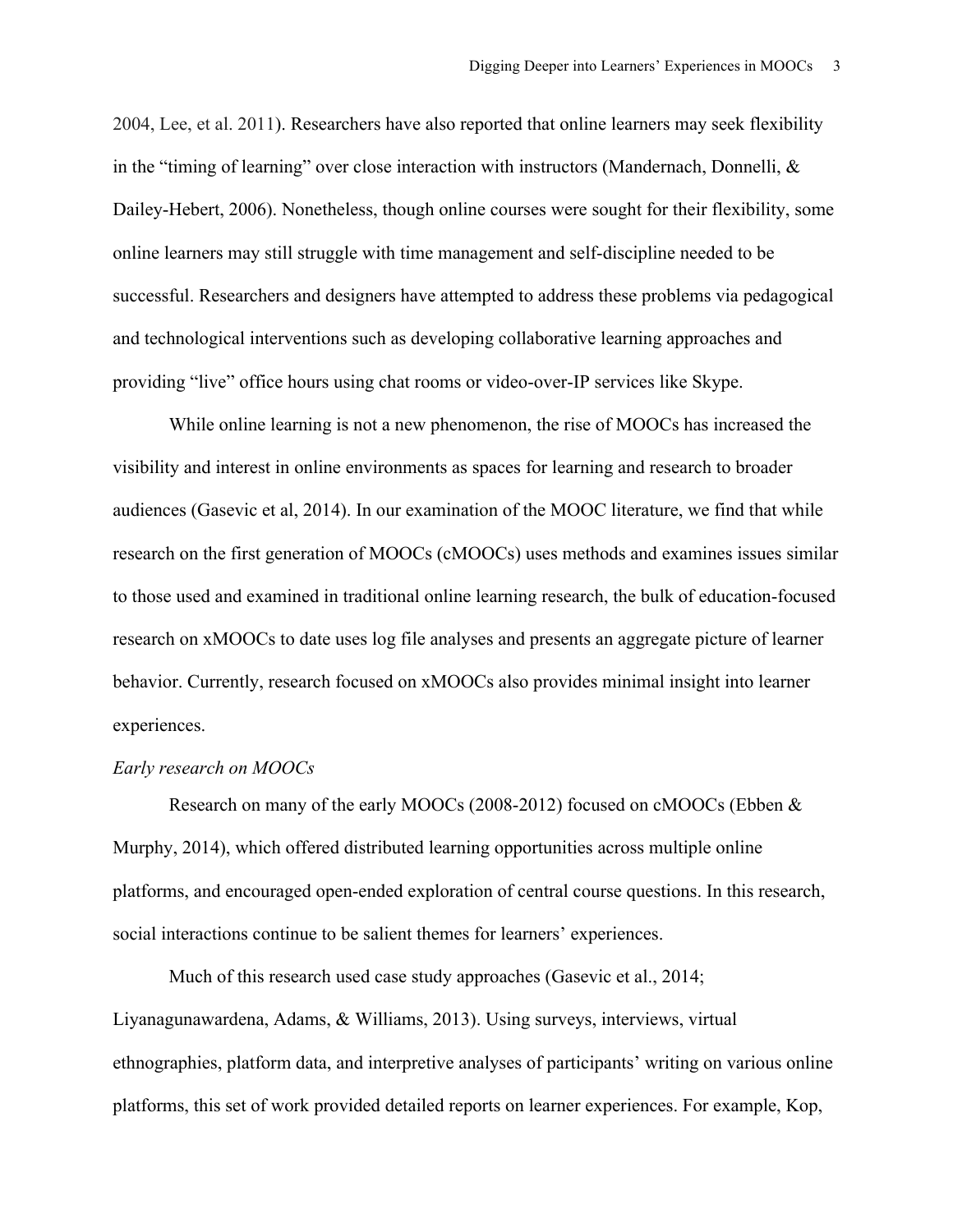2004, Lee, et al. 2011). Researchers have also reported that online learners may seek flexibility in the "timing of learning" over close interaction with instructors (Mandernach, Donnelli, & Dailey-Hebert, 2006). Nonetheless, though online courses were sought for their flexibility, some online learners may still struggle with time management and self-discipline needed to be successful. Researchers and designers have attempted to address these problems via pedagogical and technological interventions such as developing collaborative learning approaches and providing "live" office hours using chat rooms or video-over-IP services like Skype.

While online learning is not a new phenomenon, the rise of MOOCs has increased the visibility and interest in online environments as spaces for learning and research to broader audiences (Gasevic et al, 2014). In our examination of the MOOC literature, we find that while research on the first generation of MOOCs (cMOOCs) uses methods and examines issues similar to those used and examined in traditional online learning research, the bulk of education-focused research on xMOOCs to date uses log file analyses and presents an aggregate picture of learner behavior. Currently, research focused on xMOOCs also provides minimal insight into learner experiences.

*Early research on MOOCs*

Research on many of the early MOOCs (2008-2012) focused on cMOOCs (Ebben & Murphy, 2014), which offered distributed learning opportunities across multiple online platforms, and encouraged open-ended exploration of central course questions. In this research, social interactions continue to be salient themes for learners' experiences.

Much of this research used case study approaches (Gasevic et al., 2014; Liyanagunawardena, Adams, & Williams, 2013). Using surveys, interviews, virtual ethnographies, platform data, and interpretive analyses of participants' writing on various online platforms, this set of work provided detailed reports on learner experiences. For example, Kop,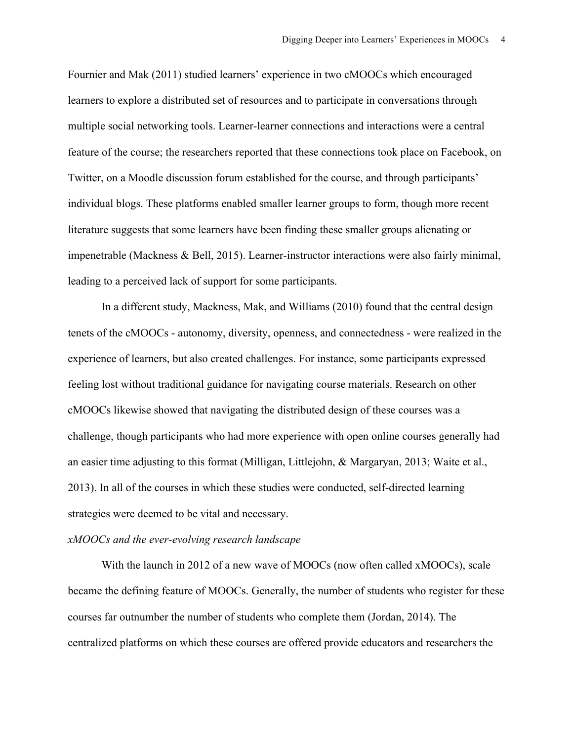Fournier and Mak (2011) studied learners' experience in two cMOOCs which encouraged learners to explore a distributed set of resources and to participate in conversations through multiple social networking tools. Learner-learner connections and interactions were a central feature of the course; the researchers reported that these connections took place on Facebook, on Twitter, on a Moodle discussion forum established for the course, and through participants' individual blogs. These platforms enabled smaller learner groups to form, though more recent literature suggests that some learners have been finding these smaller groups alienating or impenetrable (Mackness & Bell, 2015). Learner-instructor interactions were also fairly minimal, leading to a perceived lack of support for some participants.

In a different study, Mackness, Mak, and Williams (2010) found that the central design tenets of the cMOOCs - autonomy, diversity, openness, and connectedness - were realized in the experience of learners, but also created challenges. For instance, some participants expressed feeling lost without traditional guidance for navigating course materials. Research on other cMOOCs likewise showed that navigating the distributed design of these courses was a challenge, though participants who had more experience with open online courses generally had an easier time adjusting to this format (Milligan, Littlejohn, & Margaryan, 2013; Waite et al., 2013). In all of the courses in which these studies were conducted, self-directed learning strategies were deemed to be vital and necessary.

*xMOOCs and the ever-evolving research landscape*

With the launch in 2012 of a new wave of MOOCs (now often called xMOOCs), scale became the defining feature of MOOCs. Generally, the number of students who register for these courses far outnumber the number of students who complete them (Jordan, 2014). The centralized platforms on which these courses are offered provide educators and researchers the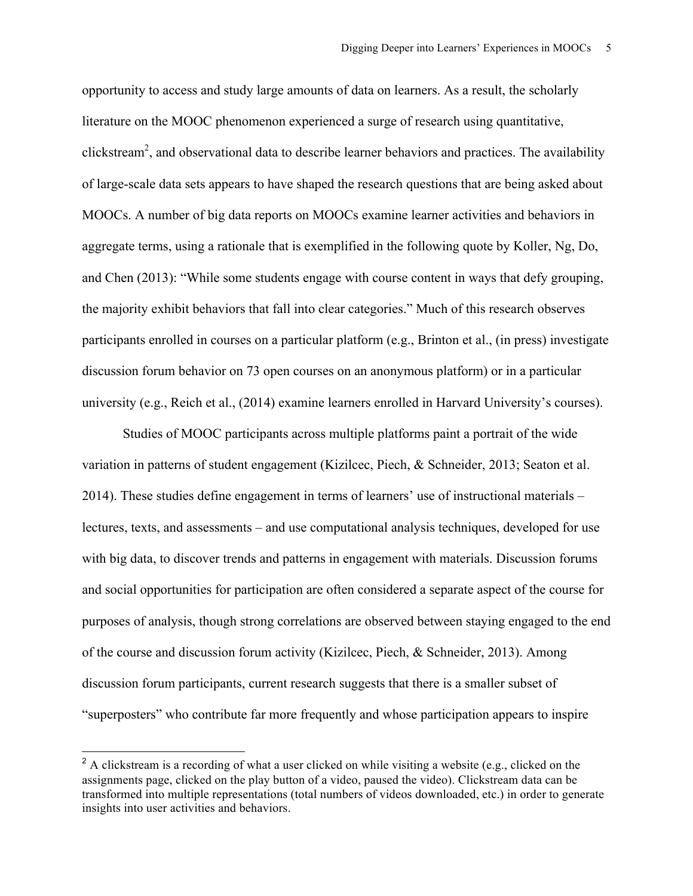opportunity to access and study large amounts of data on learners. As a result, the scholarly literature on the MOOC phenomenon experienced a surge of research using quantitative, clickstream[2], and observational data to describe learner behaviors and practices. The availability of large-scale data sets appears to have shaped the research questions that are being asked about MOOCs. A number of big data reports on MOOCs examine learner activities and behaviors in aggregate terms, using a rationale that is exemplified in the following quote by Koller, Ng, Do, and Chen (2013): "While some students engage with course content in ways that defy grouping, the majority exhibit behaviors that fall into clear categories." Much of this research observes participants enrolled in courses on a particular platform (e.g., Brinton et al., (in press) investigate discussion forum behavior on 73 open courses on an anonymous platform) or in a particular university (e.g., Reich et al., (2014) examine learners enrolled in Harvard University's courses).

Studies of MOOC participants across multiple platforms paint a portrait of the wide variation in patterns of student engagement (Kizilcec, Piech, & Schneider, 2013; Seaton et al. 2014). These studies define engagement in terms of learners' use of instructional materials – lectures, texts, and assessments – and use computational analysis techniques, developed for use with big data, to discover trends and patterns in engagement with materials. Discussion forums and social opportunities for participation are often considered a separate aspect of the course for purposes of analysis, though strong correlations are observed between staying engaged to the end of the course and discussion forum activity (Kizilcec, Piech, & Schneider, 2013). Among discussion forum participants, current research suggests that there is a smaller subset of "superposters" who contribute far more frequently and whose participation appears to inspire

[2] A clickstream is a recording of what a user clicked on while visiting a website (e.g., clicked on the assignments page, clicked on the play button of a video, paused the video). Clickstream data can be transformed into multiple representations (total numbers of videos downloaded, etc.) in order to generate insights into user activities and behaviors.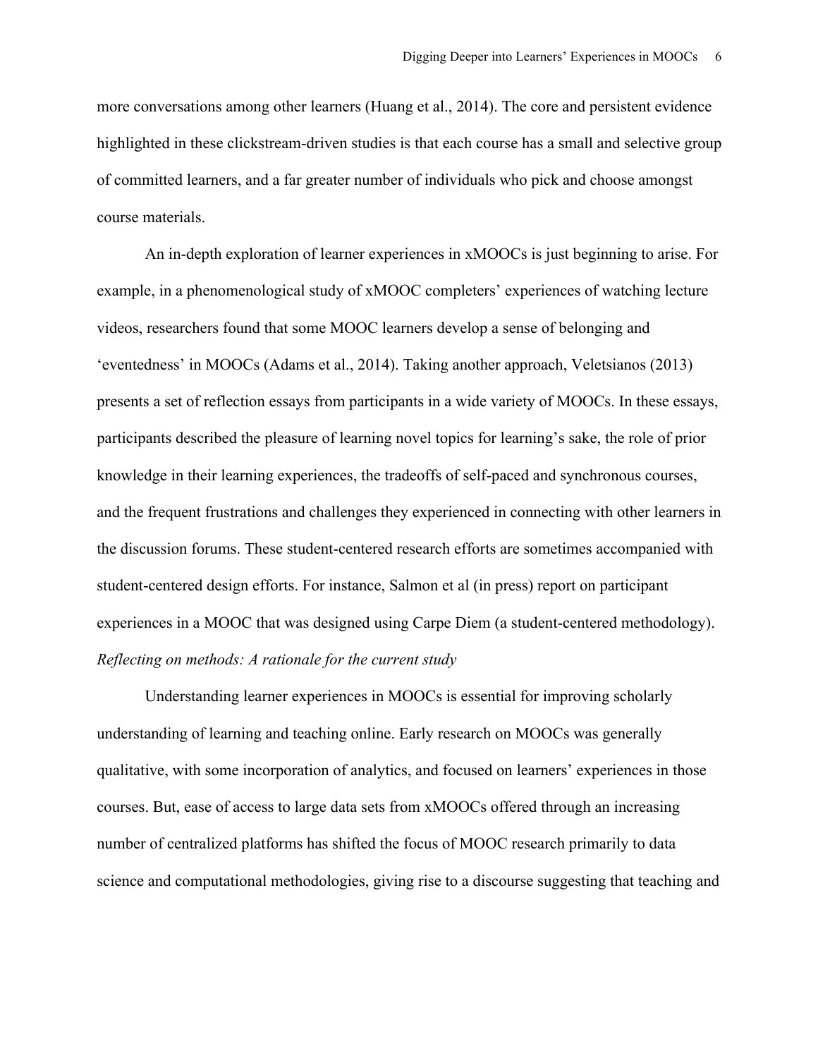more conversations among other learners (Huang et al., 2014). The core and persistent evidence highlighted in these clickstream-driven studies is that each course has a small and selective group of committed learners, and a far greater number of individuals who pick and choose amongst course materials.

An in-depth exploration of learner experiences in xMOOCs is just beginning to arise. For example, in a phenomenological study of xMOOC completers' experiences of watching lecture videos, researchers found that some MOOC learners develop a sense of belonging and 'eventedness' in MOOCs (Adams et al., 2014). Taking another approach, Veletsianos (2013) presents a set of reflection essays from participants in a wide variety of MOOCs. In these essays, participants described the pleasure of learning novel topics for learning's sake, the role of prior knowledge in their learning experiences, the tradeoffs of self-paced and synchronous courses, and the frequent frustrations and challenges they experienced in connecting with other learners in the discussion forums. These student-centered research efforts are sometimes accompanied with student-centered design efforts. For instance, Salmon et al (in press) report on participant experiences in a MOOC that was designed using Carpe Diem (a student-centered methodology).

### *Reflecting on methods: A rationale for the current study*

Understanding learner experiences in MOOCs is essential for improving scholarly understanding of learning and teaching online. Early research on MOOCs was generally qualitative, with some incorporation of analytics, and focused on learners' experiences in those courses. But, ease of access to large data sets from xMOOCs offered through an increasing number of centralized platforms has shifted the focus of MOOC research primarily to data science and computational methodologies, giving rise to a discourse suggesting that teaching and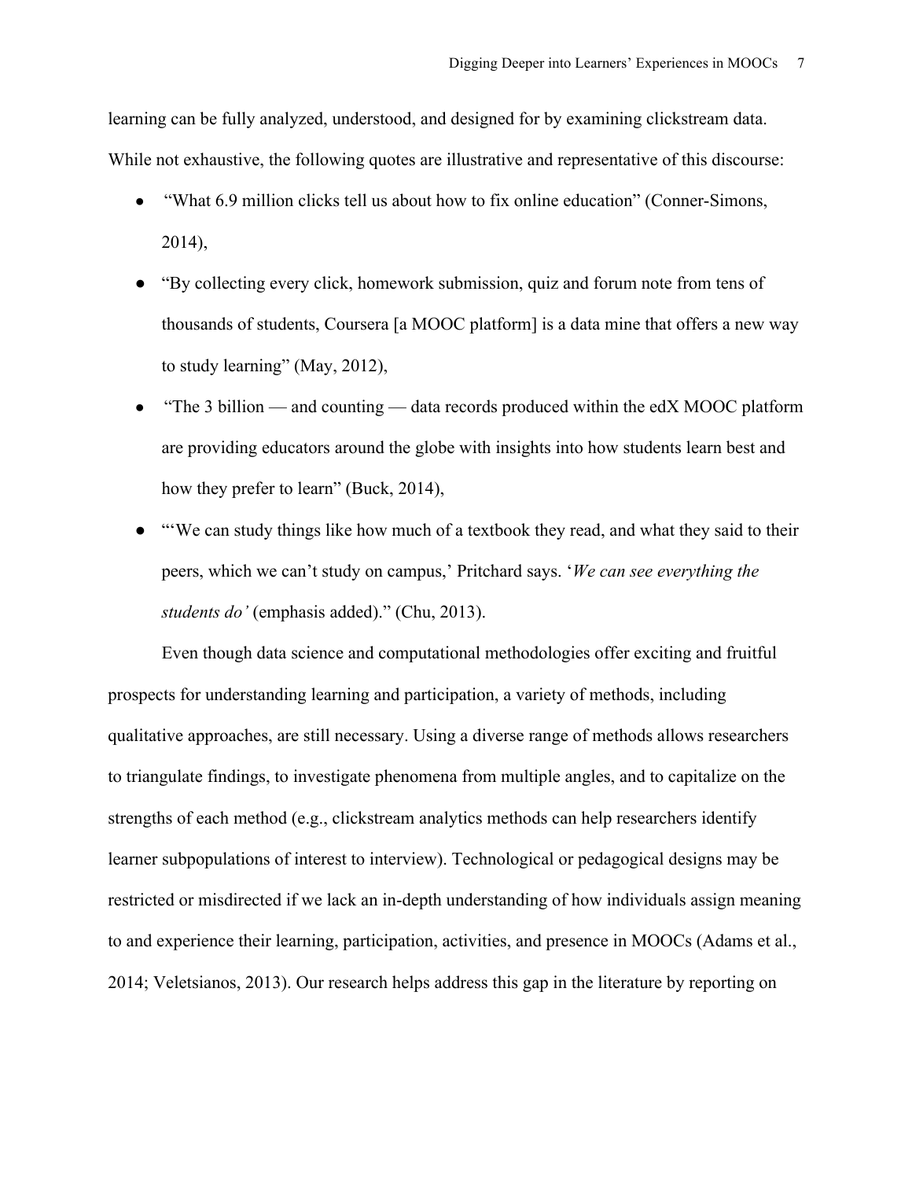learning can be fully analyzed, understood, and designed for by examining clickstream data. While not exhaustive, the following quotes are illustrative and representative of this discourse:

- "What 6.9 million clicks tell us about how to fix online education" (Conner-Simons, 2014),
- "By collecting every click, homework submission, quiz and forum note from tens of thousands of students, Coursera [a MOOC platform] is a data mine that offers a new way to study learning" (May, 2012),
- "The 3 billion — and counting — data records produced within the edX MOOC platform are providing educators around the globe with insights into how students learn best and how they prefer to learn" (Buck, 2014),
- "'We can study things like how much of a textbook they read, and what they said to their peers, which we can't study on campus,' Pritchard says. '*We can see everything the students do'* (emphasis added)." (Chu, 2013).

Even though data science and computational methodologies offer exciting and fruitful prospects for understanding learning and participation, a variety of methods, including qualitative approaches, are still necessary. Using a diverse range of methods allows researchers to triangulate findings, to investigate phenomena from multiple angles, and to capitalize on the strengths of each method (e.g., clickstream analytics methods can help researchers identify learner subpopulations of interest to interview). Technological or pedagogical designs may be restricted or misdirected if we lack an in-depth understanding of how individuals assign meaning to and experience their learning, participation, activities, and presence in MOOCs (Adams et al., 2014; Veletsianos, 2013). Our research helps address this gap in the literature by reporting on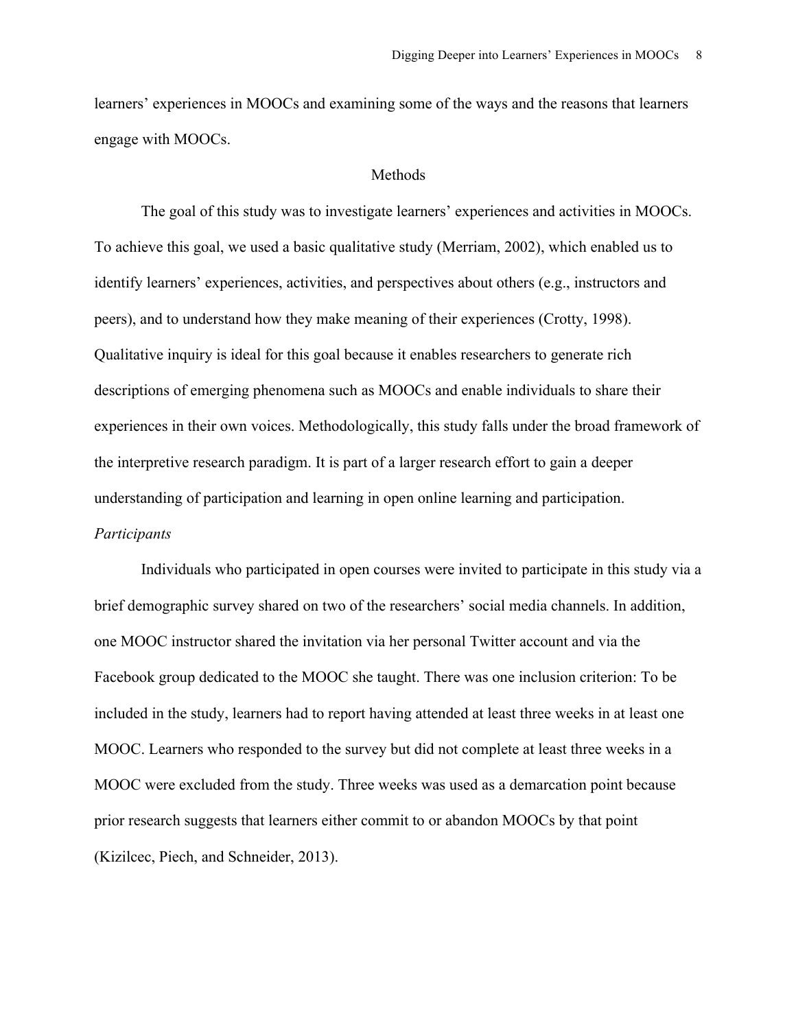learners' experiences in MOOCs and examining some of the ways and the reasons that learners engage with MOOCs.

## Methods

The goal of this study was to investigate learners' experiences and activities in MOOCs. To achieve this goal, we used a basic qualitative study (Merriam, 2002), which enabled us to identify learners' experiences, activities, and perspectives about others (e.g., instructors and peers), and to understand how they make meaning of their experiences (Crotty, 1998). Qualitative inquiry is ideal for this goal because it enables researchers to generate rich descriptions of emerging phenomena such as MOOCs and enable individuals to share their experiences in their own voices. Methodologically, this study falls under the broad framework of the interpretive research paradigm. It is part of a larger research effort to gain a deeper understanding of participation and learning in open online learning and participation.

### *Participants*

Individuals who participated in open courses were invited to participate in this study via a brief demographic survey shared on two of the researchers' social media channels. In addition, one MOOC instructor shared the invitation via her personal Twitter account and via the Facebook group dedicated to the MOOC she taught. There was one inclusion criterion: To be included in the study, learners had to report having attended at least three weeks in at least one MOOC. Learners who responded to the survey but did not complete at least three weeks in a MOOC were excluded from the study. Three weeks was used as a demarcation point because prior research suggests that learners either commit to or abandon MOOCs by that point (Kizilcec, Piech, and Schneider, 2013).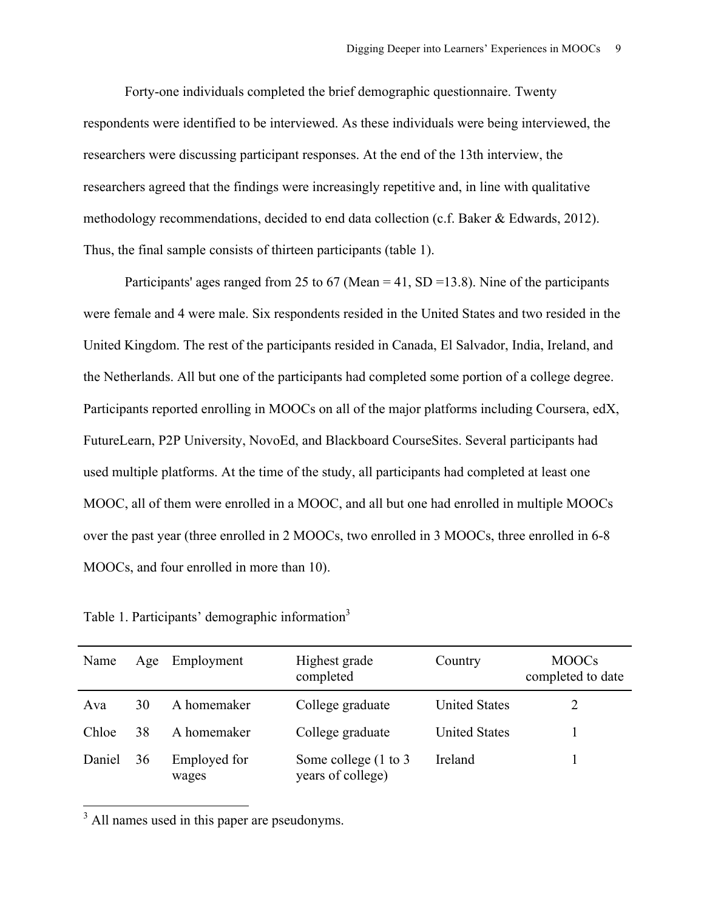Forty-one individuals completed the brief demographic questionnaire. Twenty respondents were identified to be interviewed. As these individuals were being interviewed, the researchers were discussing participant responses. At the end of the 13th interview, the researchers agreed that the findings were increasingly repetitive and, in line with qualitative methodology recommendations, decided to end data collection (c.f. Baker & Edwards, 2012). Thus, the final sample consists of thirteen participants (table 1).

Participants' ages ranged from 25 to 67 (Mean = 41, SD =13.8). Nine of the participants were female and 4 were male. Six respondents resided in the United States and two resided in the United Kingdom. The rest of the participants resided in Canada, El Salvador, India, Ireland, and the Netherlands. All but one of the participants had completed some portion of a college degree. Participants reported enrolling in MOOCs on all of the major platforms including Coursera, edX, FutureLearn, P2P University, NovoEd, and Blackboard CourseSites. Several participants had used multiple platforms. At the time of the study, all participants had completed at least one MOOC, all of them were enrolled in a MOOC, and all but one had enrolled in multiple MOOCs over the past year (three enrolled in 2 MOOCs, two enrolled in 3 MOOCs, three enrolled in 6-8 MOOCs, and four enrolled in more than 10).

Table 1. Participants' demographic information[3]

| Name | Age | Employment | Highest grade completed | Country | MOOCs completed to date |
|---|---|---|---|---|---|
| Ava | 30 | A homemaker | College graduate | United States | 2 |
| Chloe | 38 | A homemaker | College graduate | United States | 1 |
| Daniel | 36 | Employed for wages | Some college (1 to 3 years of college) | Ireland | 1 |

[3] All names used in this paper are pseudonyms.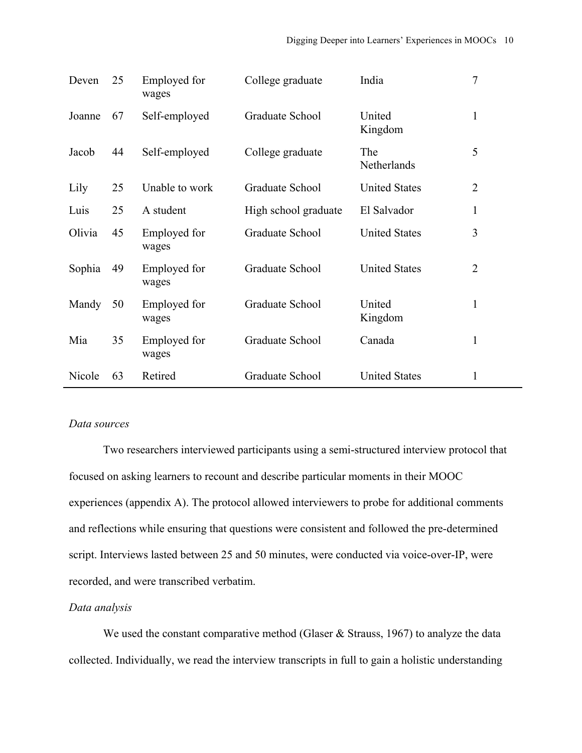| | | | | | |
|---|---|---|---|---|---|
| Deven | 25 | Employed for wages | College graduate | India | 7 |
| Joanne | 67 | Self-employed | Graduate School | United Kingdom | 1 |
| Jacob | 44 | Self-employed | College graduate | The Netherlands | 5 |
| Lily | 25 | Unable to work | Graduate School | United States | 2 |
| Luis | 25 | A student | High school graduate | El Salvador | 1 |
| Olivia | 45 | Employed for wages | Graduate School | United States | 3 |
| Sophia | 49 | Employed for wages | Graduate School | United States | 2 |
| Mandy | 50 | Employed for wages | Graduate School | United Kingdom | 1 |
| Mia | 35 | Employed for wages | Graduate School | Canada | 1 |
| Nicole | 63 | Retired | Graduate School | United States | 1 |

*Data sources*

Two researchers interviewed participants using a semi-structured interview protocol that focused on asking learners to recount and describe particular moments in their MOOC experiences (appendix A). The protocol allowed interviewers to probe for additional comments and reflections while ensuring that questions were consistent and followed the pre-determined script. Interviews lasted between 25 and 50 minutes, were conducted via voice-over-IP, were recorded, and were transcribed verbatim.

*Data analysis*

We used the constant comparative method (Glaser & Strauss, 1967) to analyze the data collected. Individually, we read the interview transcripts in full to gain a holistic understanding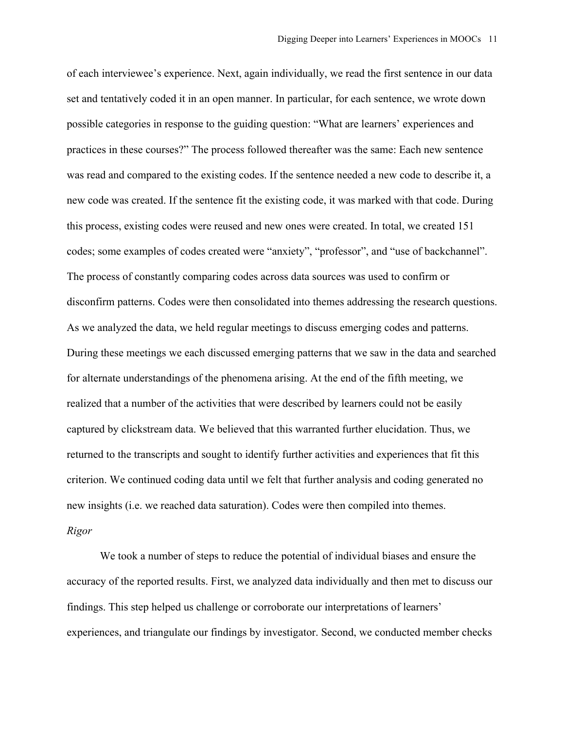of each interviewee's experience. Next, again individually, we read the first sentence in our data set and tentatively coded it in an open manner. In particular, for each sentence, we wrote down possible categories in response to the guiding question: "What are learners' experiences and practices in these courses?" The process followed thereafter was the same: Each new sentence was read and compared to the existing codes. If the sentence needed a new code to describe it, a new code was created. If the sentence fit the existing code, it was marked with that code. During this process, existing codes were reused and new ones were created. In total, we created 151 codes; some examples of codes created were "anxiety", "professor", and "use of backchannel". The process of constantly comparing codes across data sources was used to confirm or disconfirm patterns. Codes were then consolidated into themes addressing the research questions. As we analyzed the data, we held regular meetings to discuss emerging codes and patterns. During these meetings we each discussed emerging patterns that we saw in the data and searched for alternate understandings of the phenomena arising. At the end of the fifth meeting, we realized that a number of the activities that were described by learners could not be easily captured by clickstream data. We believed that this warranted further elucidation. Thus, we returned to the transcripts and sought to identify further activities and experiences that fit this criterion. We continued coding data until we felt that further analysis and coding generated no new insights (i.e. we reached data saturation). Codes were then compiled into themes.

*Rigor*

We took a number of steps to reduce the potential of individual biases and ensure the accuracy of the reported results. First, we analyzed data individually and then met to discuss our findings. This step helped us challenge or corroborate our interpretations of learners' experiences, and triangulate our findings by investigator. Second, we conducted member checks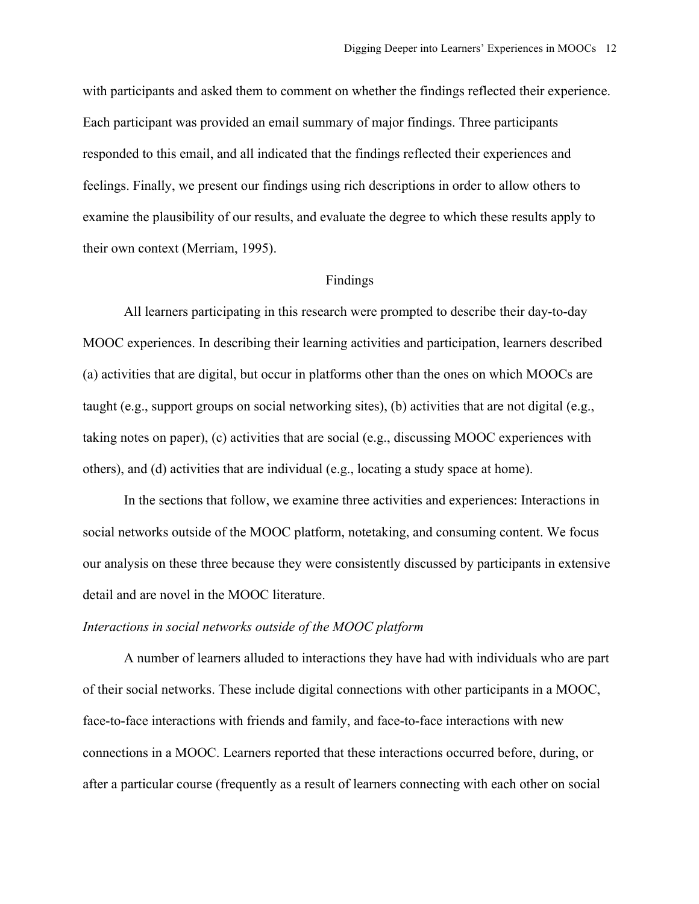with participants and asked them to comment on whether the findings reflected their experience. Each participant was provided an email summary of major findings. Three participants responded to this email, and all indicated that the findings reflected their experiences and feelings. Finally, we present our findings using rich descriptions in order to allow others to examine the plausibility of our results, and evaluate the degree to which these results apply to their own context (Merriam, 1995).

## Findings

All learners participating in this research were prompted to describe their day-to-day MOOC experiences. In describing their learning activities and participation, learners described (a) activities that are digital, but occur in platforms other than the ones on which MOOCs are taught (e.g., support groups on social networking sites), (b) activities that are not digital (e.g., taking notes on paper), (c) activities that are social (e.g., discussing MOOC experiences with others), and (d) activities that are individual (e.g., locating a study space at home).

In the sections that follow, we examine three activities and experiences: Interactions in social networks outside of the MOOC platform, notetaking, and consuming content. We focus our analysis on these three because they were consistently discussed by participants in extensive detail and are novel in the MOOC literature.

### *Interactions in social networks outside of the MOOC platform*

A number of learners alluded to interactions they have had with individuals who are part of their social networks. These include digital connections with other participants in a MOOC, face-to-face interactions with friends and family, and face-to-face interactions with new connections in a MOOC. Learners reported that these interactions occurred before, during, or after a particular course (frequently as a result of learners connecting with each other on social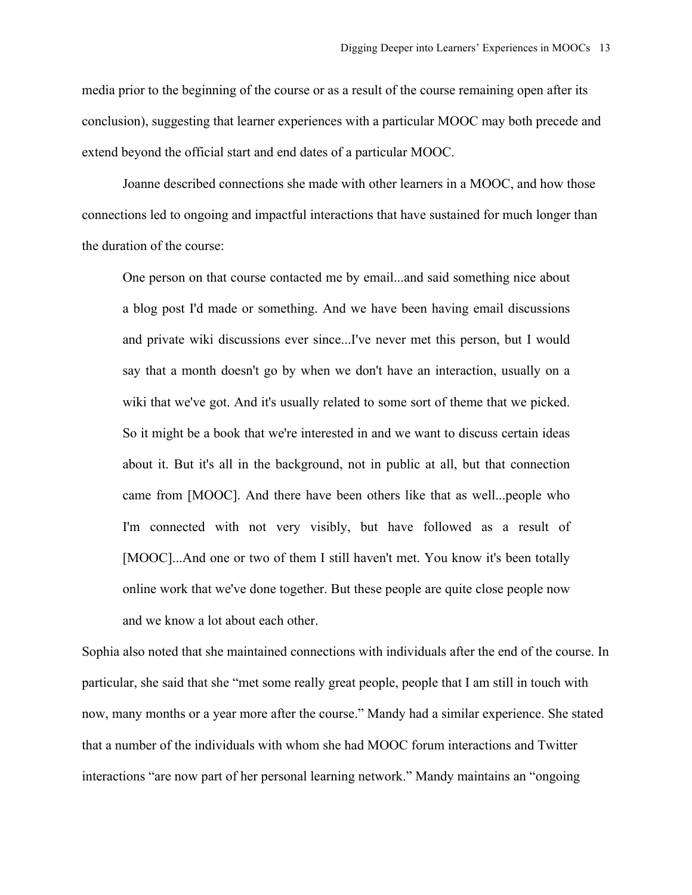media prior to the beginning of the course or as a result of the course remaining open after its conclusion), suggesting that learner experiences with a particular MOOC may both precede and extend beyond the official start and end dates of a particular MOOC.

Joanne described connections she made with other learners in a MOOC, and how those connections led to ongoing and impactful interactions that have sustained for much longer than the duration of the course:

> One person on that course contacted me by email...and said something nice about a blog post I'd made or something. And we have been having email discussions and private wiki discussions ever since...I've never met this person, but I would say that a month doesn't go by when we don't have an interaction, usually on a wiki that we've got. And it's usually related to some sort of theme that we picked. So it might be a book that we're interested in and we want to discuss certain ideas about it. But it's all in the background, not in public at all, but that connection came from [MOOC]. And there have been others like that as well...people who I'm connected with not very visibly, but have followed as a result of [MOOC]...And one or two of them I still haven't met. You know it's been totally online work that we've done together. But these people are quite close people now and we know a lot about each other.

Sophia also noted that she maintained connections with individuals after the end of the course. In particular, she said that she "met some really great people, people that I am still in touch with now, many months or a year more after the course." Mandy had a similar experience. She stated that a number of the individuals with whom she had MOOC forum interactions and Twitter interactions "are now part of her personal learning network." Mandy maintains an "ongoing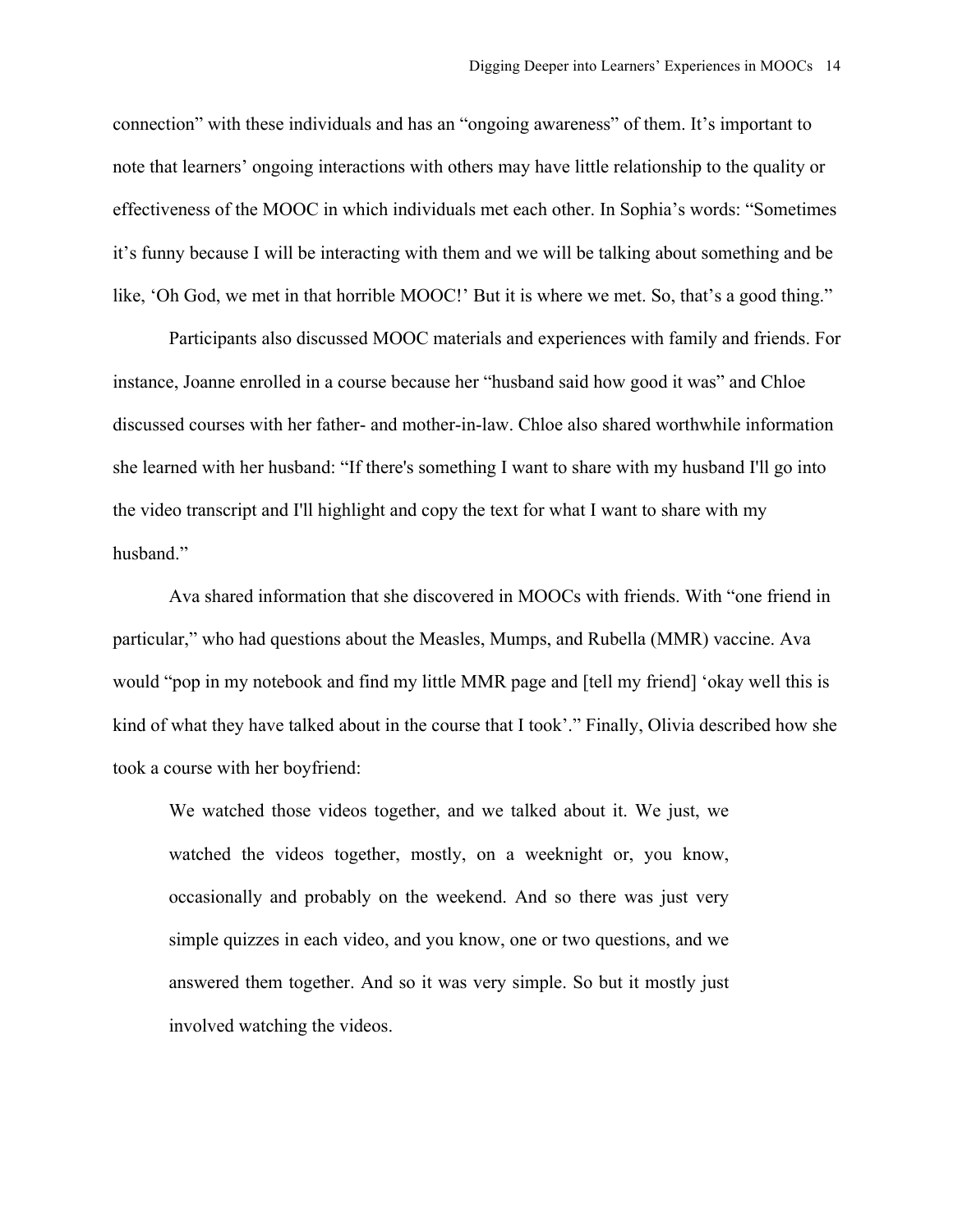connection" with these individuals and has an "ongoing awareness" of them. It's important to note that learners' ongoing interactions with others may have little relationship to the quality or effectiveness of the MOOC in which individuals met each other. In Sophia's words: "Sometimes it's funny because I will be interacting with them and we will be talking about something and be like, 'Oh God, we met in that horrible MOOC!' But it is where we met. So, that's a good thing."

Participants also discussed MOOC materials and experiences with family and friends. For instance, Joanne enrolled in a course because her "husband said how good it was" and Chloe discussed courses with her father- and mother-in-law. Chloe also shared worthwhile information she learned with her husband: "If there's something I want to share with my husband I'll go into the video transcript and I'll highlight and copy the text for what I want to share with my husband."

Ava shared information that she discovered in MOOCs with friends. With "one friend in particular," who had questions about the Measles, Mumps, and Rubella (MMR) vaccine. Ava would "pop in my notebook and find my little MMR page and [tell my friend] 'okay well this is kind of what they have talked about in the course that I took'." Finally, Olivia described how she took a course with her boyfriend:

> We watched those videos together, and we talked about it. We just, we watched the videos together, mostly, on a weeknight or, you know, occasionally and probably on the weekend. And so there was just very simple quizzes in each video, and you know, one or two questions, and we answered them together. And so it was very simple. So but it mostly just involved watching the videos.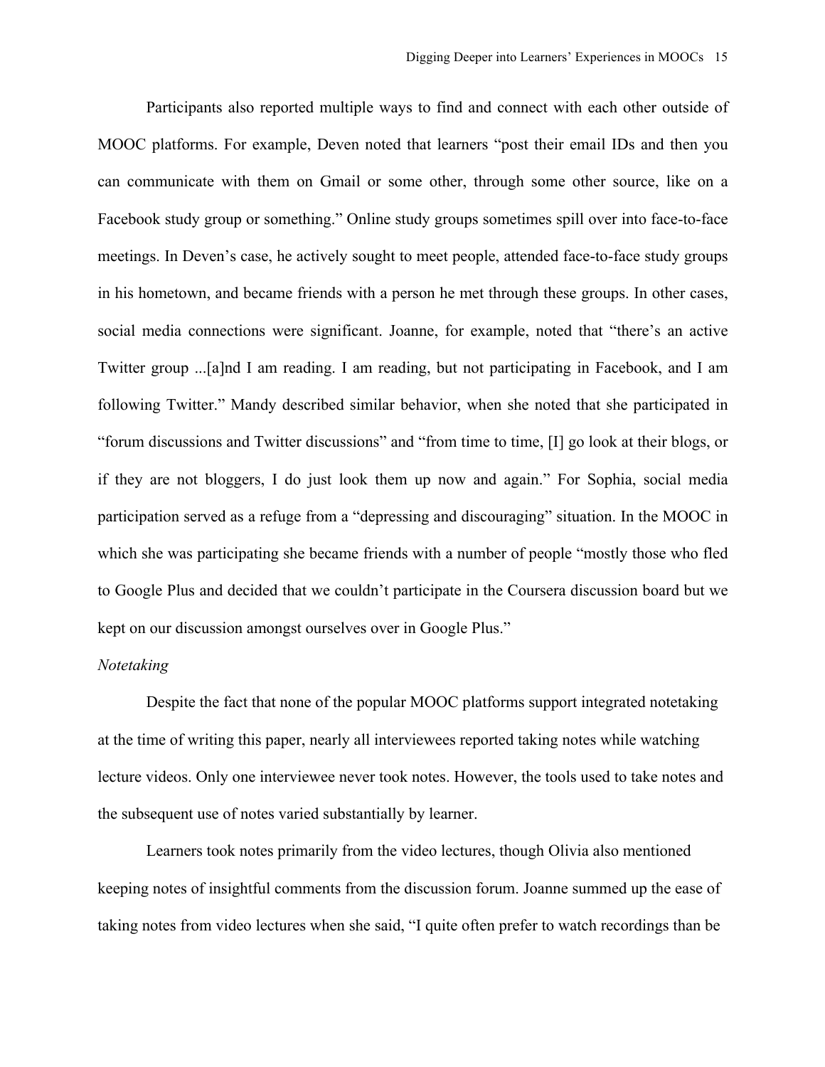Participants also reported multiple ways to find and connect with each other outside of MOOC platforms. For example, Deven noted that learners "post their email IDs and then you can communicate with them on Gmail or some other, through some other source, like on a Facebook study group or something." Online study groups sometimes spill over into face-to-face meetings. In Deven's case, he actively sought to meet people, attended face-to-face study groups in his hometown, and became friends with a person he met through these groups. In other cases, social media connections were significant. Joanne, for example, noted that "there's an active Twitter group ...[a]nd I am reading. I am reading, but not participating in Facebook, and I am following Twitter." Mandy described similar behavior, when she noted that she participated in "forum discussions and Twitter discussions" and "from time to time, [I] go look at their blogs, or if they are not bloggers, I do just look them up now and again." For Sophia, social media participation served as a refuge from a "depressing and discouraging" situation. In the MOOC in which she was participating she became friends with a number of people "mostly those who fled to Google Plus and decided that we couldn't participate in the Coursera discussion board but we kept on our discussion amongst ourselves over in Google Plus."

*Notetaking*

Despite the fact that none of the popular MOOC platforms support integrated notetaking at the time of writing this paper, nearly all interviewees reported taking notes while watching lecture videos. Only one interviewee never took notes. However, the tools used to take notes and the subsequent use of notes varied substantially by learner.

Learners took notes primarily from the video lectures, though Olivia also mentioned keeping notes of insightful comments from the discussion forum. Joanne summed up the ease of taking notes from video lectures when she said, "I quite often prefer to watch recordings than be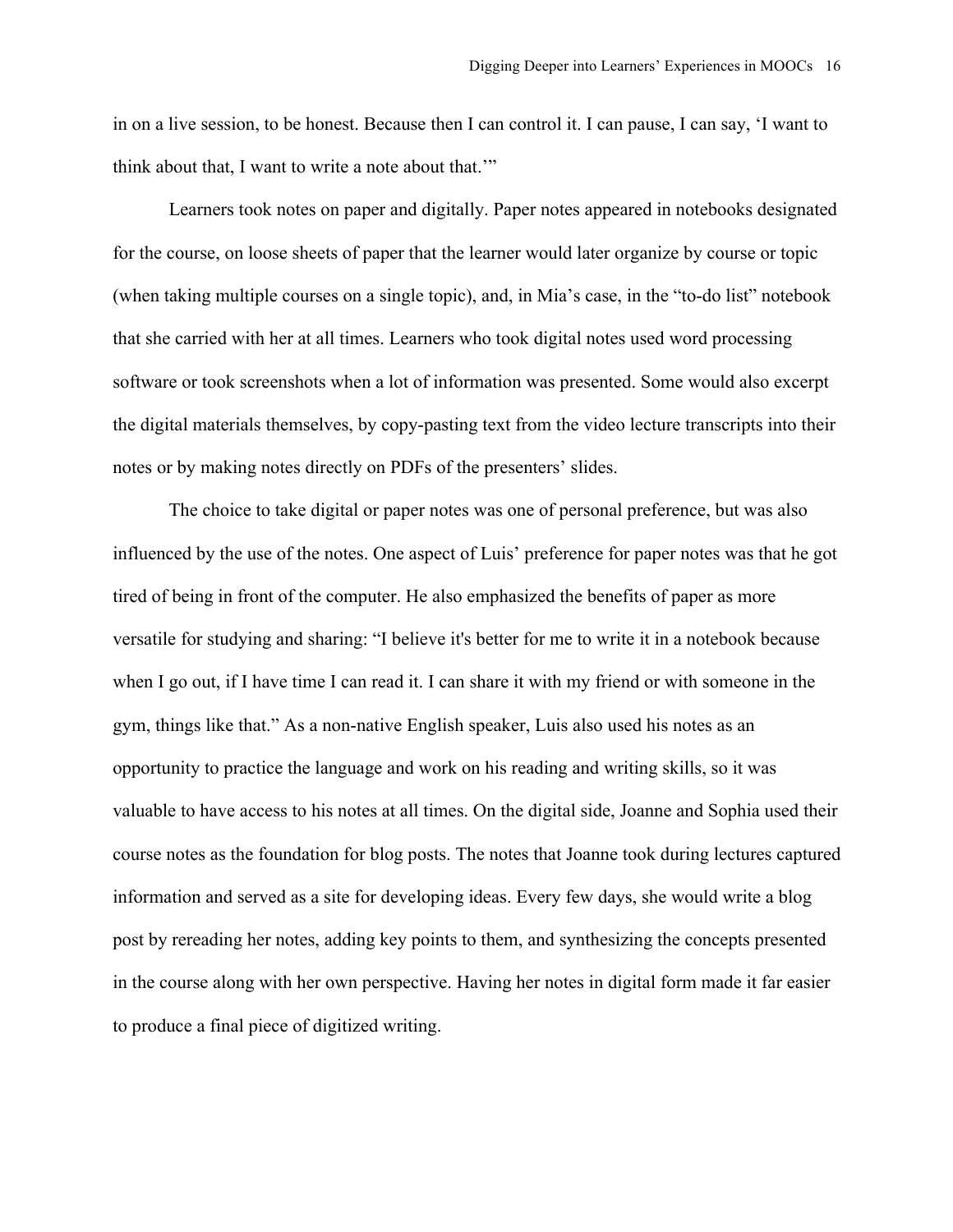in on a live session, to be honest. Because then I can control it. I can pause, I can say, 'I want to think about that, I want to write a note about that.'"

Learners took notes on paper and digitally. Paper notes appeared in notebooks designated for the course, on loose sheets of paper that the learner would later organize by course or topic (when taking multiple courses on a single topic), and, in Mia's case, in the "to-do list" notebook that she carried with her at all times. Learners who took digital notes used word processing software or took screenshots when a lot of information was presented. Some would also excerpt the digital materials themselves, by copy-pasting text from the video lecture transcripts into their notes or by making notes directly on PDFs of the presenters' slides.

The choice to take digital or paper notes was one of personal preference, but was also influenced by the use of the notes. One aspect of Luis' preference for paper notes was that he got tired of being in front of the computer. He also emphasized the benefits of paper as more versatile for studying and sharing: "I believe it's better for me to write it in a notebook because when I go out, if I have time I can read it. I can share it with my friend or with someone in the gym, things like that." As a non-native English speaker, Luis also used his notes as an opportunity to practice the language and work on his reading and writing skills, so it was valuable to have access to his notes at all times. On the digital side, Joanne and Sophia used their course notes as the foundation for blog posts. The notes that Joanne took during lectures captured information and served as a site for developing ideas. Every few days, she would write a blog post by rereading her notes, adding key points to them, and synthesizing the concepts presented in the course along with her own perspective. Having her notes in digital form made it far easier to produce a final piece of digitized writing.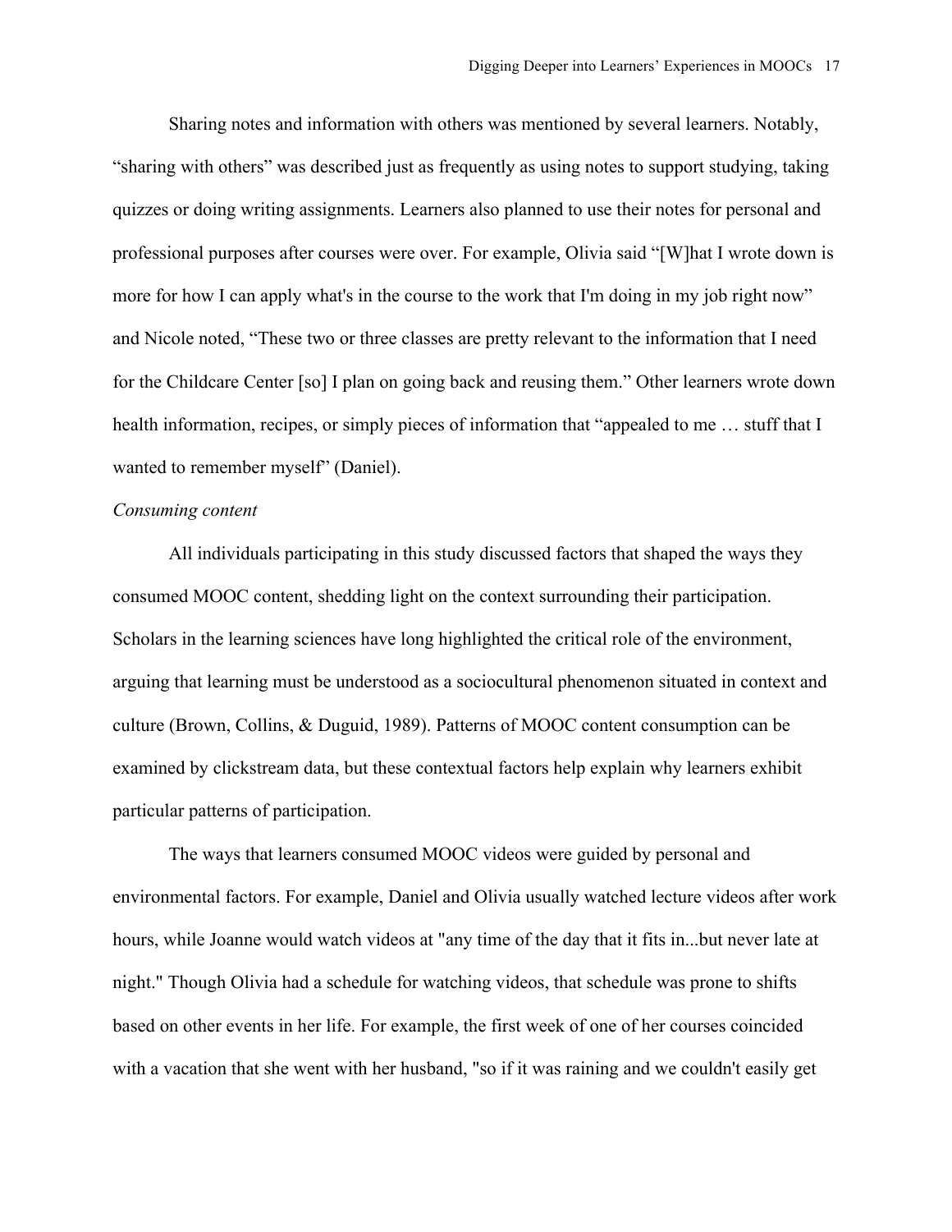Sharing notes and information with others was mentioned by several learners. Notably, "sharing with others" was described just as frequently as using notes to support studying, taking quizzes or doing writing assignments. Learners also planned to use their notes for personal and professional purposes after courses were over. For example, Olivia said "[W]hat I wrote down is more for how I can apply what's in the course to the work that I'm doing in my job right now" and Nicole noted, "These two or three classes are pretty relevant to the information that I need for the Childcare Center [so] I plan on going back and reusing them." Other learners wrote down health information, recipes, or simply pieces of information that "appealed to me … stuff that I wanted to remember myself" (Daniel).

*Consuming content*

All individuals participating in this study discussed factors that shaped the ways they consumed MOOC content, shedding light on the context surrounding their participation. Scholars in the learning sciences have long highlighted the critical role of the environment, arguing that learning must be understood as a sociocultural phenomenon situated in context and culture (Brown, Collins, & Duguid, 1989). Patterns of MOOC content consumption can be examined by clickstream data, but these contextual factors help explain why learners exhibit particular patterns of participation.

The ways that learners consumed MOOC videos were guided by personal and environmental factors. For example, Daniel and Olivia usually watched lecture videos after work hours, while Joanne would watch videos at "any time of the day that it fits in...but never late at night." Though Olivia had a schedule for watching videos, that schedule was prone to shifts based on other events in her life. For example, the first week of one of her courses coincided with a vacation that she went with her husband, "so if it was raining and we couldn't easily get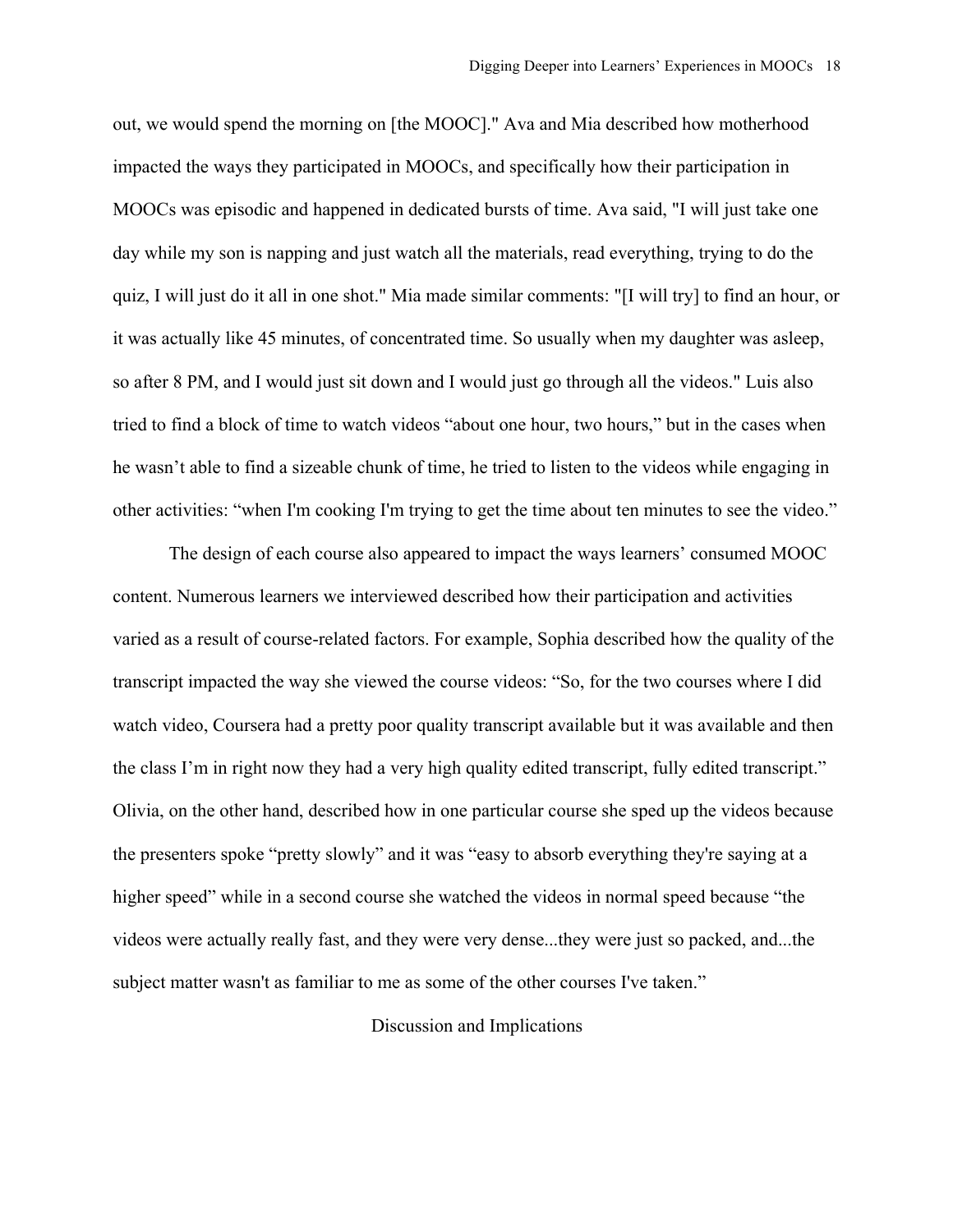out, we would spend the morning on [the MOOC]." Ava and Mia described how motherhood impacted the ways they participated in MOOCs, and specifically how their participation in MOOCs was episodic and happened in dedicated bursts of time. Ava said, "I will just take one day while my son is napping and just watch all the materials, read everything, trying to do the quiz, I will just do it all in one shot." Mia made similar comments: "[I will try] to find an hour, or it was actually like 45 minutes, of concentrated time. So usually when my daughter was asleep, so after 8 PM, and I would just sit down and I would just go through all the videos." Luis also tried to find a block of time to watch videos "about one hour, two hours," but in the cases when he wasn't able to find a sizeable chunk of time, he tried to listen to the videos while engaging in other activities: "when I'm cooking I'm trying to get the time about ten minutes to see the video."

The design of each course also appeared to impact the ways learners' consumed MOOC content. Numerous learners we interviewed described how their participation and activities varied as a result of course-related factors. For example, Sophia described how the quality of the transcript impacted the way she viewed the course videos: "So, for the two courses where I did watch video, Coursera had a pretty poor quality transcript available but it was available and then the class I'm in right now they had a very high quality edited transcript, fully edited transcript." Olivia, on the other hand, described how in one particular course she sped up the videos because the presenters spoke "pretty slowly" and it was "easy to absorb everything they're saying at a higher speed" while in a second course she watched the videos in normal speed because "the videos were actually really fast, and they were very dense...they were just so packed, and...the subject matter wasn't as familiar to me as some of the other courses I've taken."

## Discussion and Implications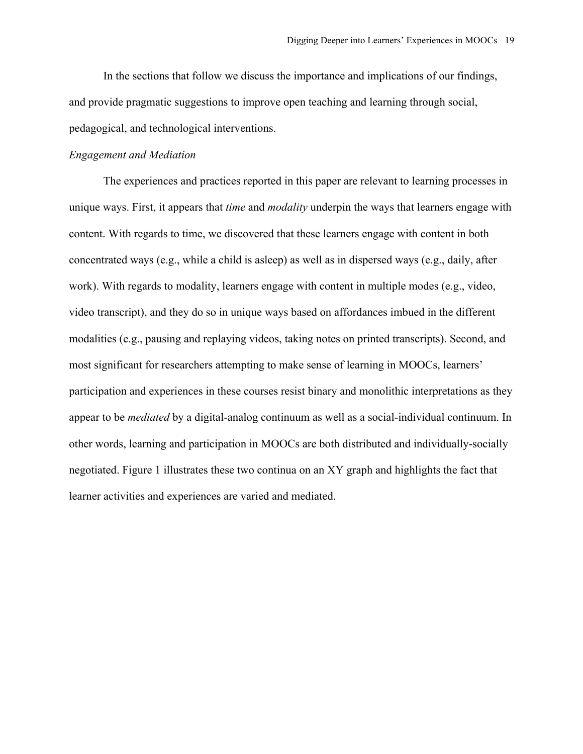In the sections that follow we discuss the importance and implications of our findings, and provide pragmatic suggestions to improve open teaching and learning through social, pedagogical, and technological interventions.

### *Engagement and Mediation*

The experiences and practices reported in this paper are relevant to learning processes in unique ways. First, it appears that *time* and *modality* underpin the ways that learners engage with content. With regards to time, we discovered that these learners engage with content in both concentrated ways (e.g., while a child is asleep) as well as in dispersed ways (e.g., daily, after work). With regards to modality, learners engage with content in multiple modes (e.g., video, video transcript), and they do so in unique ways based on affordances imbued in the different modalities (e.g., pausing and replaying videos, taking notes on printed transcripts). Second, and most significant for researchers attempting to make sense of learning in MOOCs, learners' participation and experiences in these courses resist binary and monolithic interpretations as they appear to be *mediated* by a digital-analog continuum as well as a social-individual continuum. In other words, learning and participation in MOOCs are both distributed and individually-socially negotiated. Figure 1 illustrates these two continua on an XY graph and highlights the fact that learner activities and experiences are varied and mediated.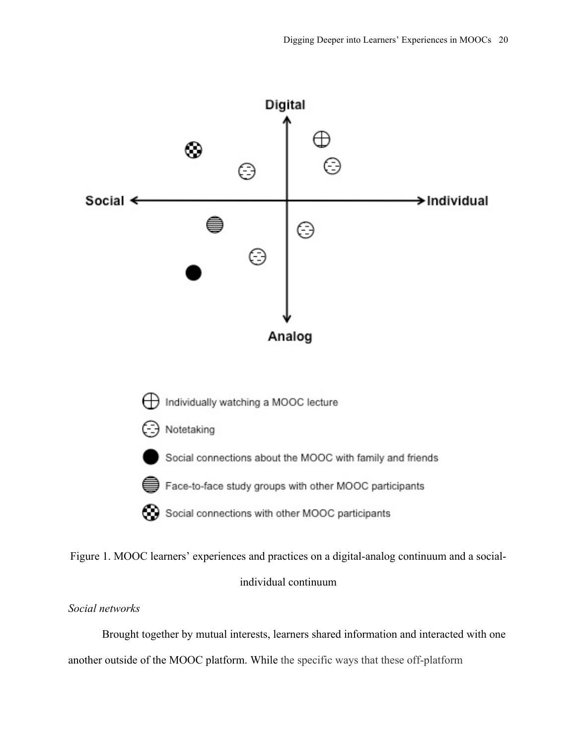Figure 1. MOOC learners' experiences and practices on a digital-analog continuum and a social-individual continuum

*Social networks*

Brought together by mutual interests, learners shared information and interacted with one another outside of the MOOC platform. While the specific ways that these off-platform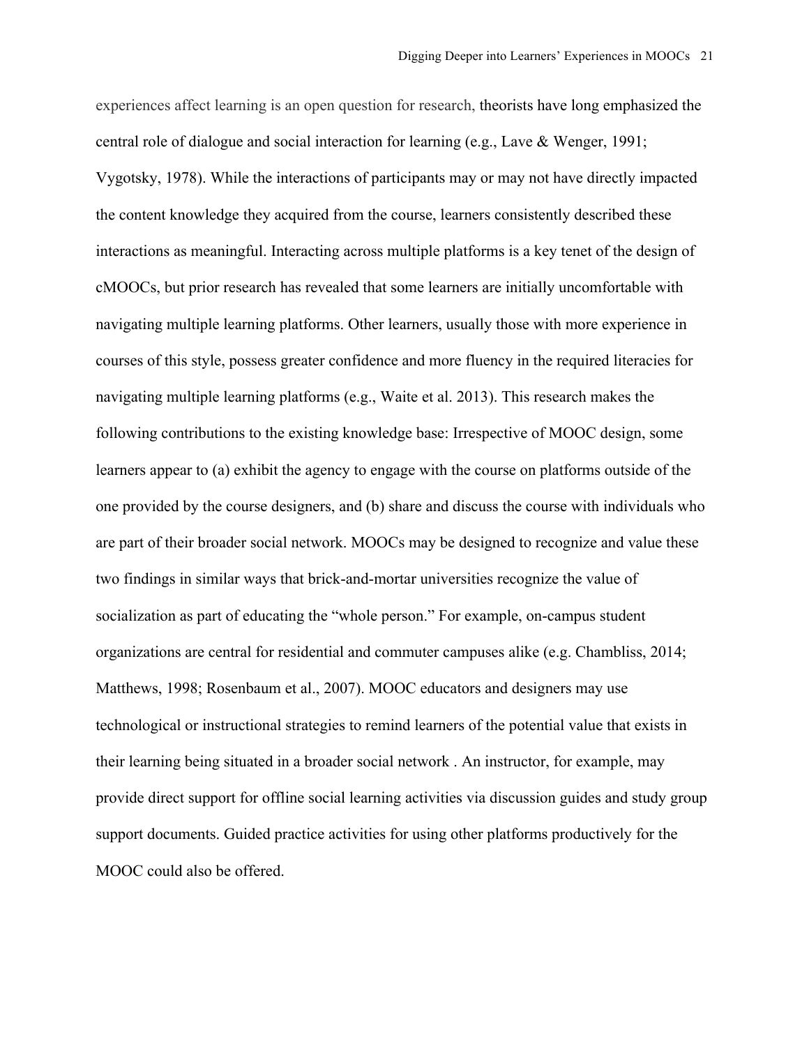experiences affect learning is an open question for research, theorists have long emphasized the central role of dialogue and social interaction for learning (e.g., Lave & Wenger, 1991; Vygotsky, 1978). While the interactions of participants may or may not have directly impacted the content knowledge they acquired from the course, learners consistently described these interactions as meaningful. Interacting across multiple platforms is a key tenet of the design of cMOOCs, but prior research has revealed that some learners are initially uncomfortable with navigating multiple learning platforms. Other learners, usually those with more experience in courses of this style, possess greater confidence and more fluency in the required literacies for navigating multiple learning platforms (e.g., Waite et al. 2013). This research makes the following contributions to the existing knowledge base: Irrespective of MOOC design, some learners appear to (a) exhibit the agency to engage with the course on platforms outside of the one provided by the course designers, and (b) share and discuss the course with individuals who are part of their broader social network. MOOCs may be designed to recognize and value these two findings in similar ways that brick-and-mortar universities recognize the value of socialization as part of educating the "whole person." For example, on-campus student organizations are central for residential and commuter campuses alike (e.g. Chambliss, 2014; Matthews, 1998; Rosenbaum et al., 2007). MOOC educators and designers may use technological or instructional strategies to remind learners of the potential value that exists in their learning being situated in a broader social network . An instructor, for example, may provide direct support for offline social learning activities via discussion guides and study group support documents. Guided practice activities for using other platforms productively for the MOOC could also be offered.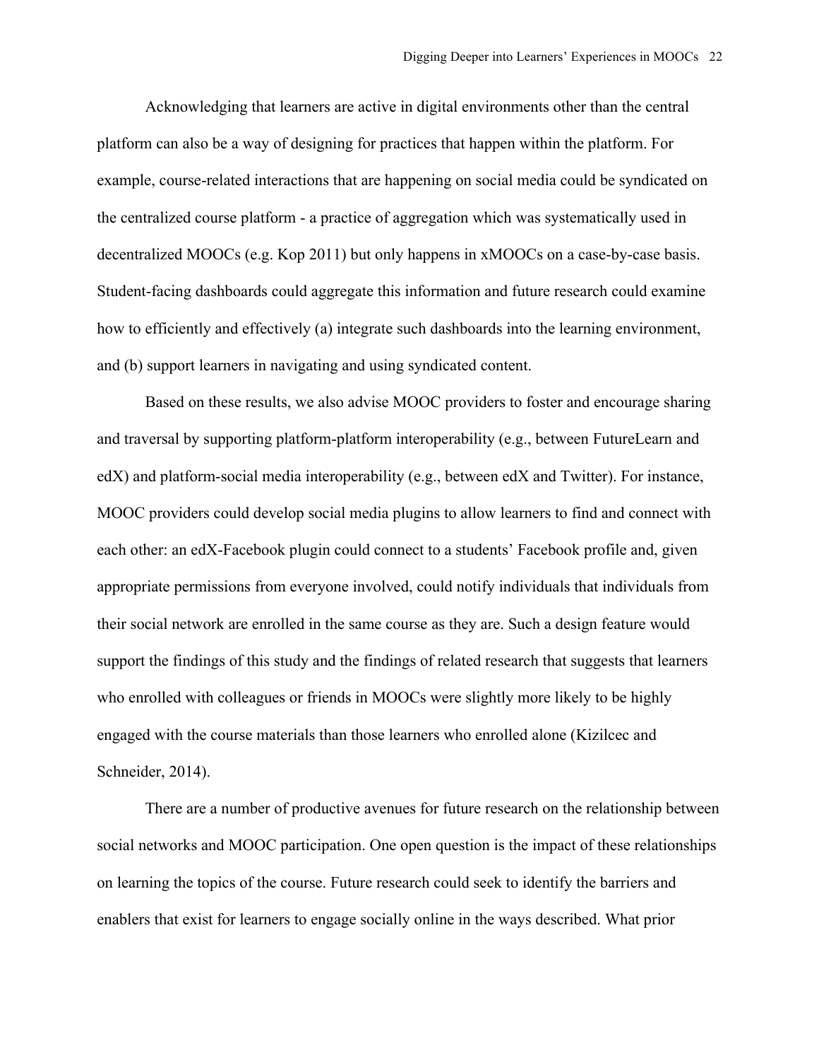Acknowledging that learners are active in digital environments other than the central platform can also be a way of designing for practices that happen within the platform. For example, course-related interactions that are happening on social media could be syndicated on the centralized course platform - a practice of aggregation which was systematically used in decentralized MOOCs (e.g. Kop 2011) but only happens in xMOOCs on a case-by-case basis. Student-facing dashboards could aggregate this information and future research could examine how to efficiently and effectively (a) integrate such dashboards into the learning environment, and (b) support learners in navigating and using syndicated content.

Based on these results, we also advise MOOC providers to foster and encourage sharing and traversal by supporting platform-platform interoperability (e.g., between FutureLearn and edX) and platform-social media interoperability (e.g., between edX and Twitter). For instance, MOOC providers could develop social media plugins to allow learners to find and connect with each other: an edX-Facebook plugin could connect to a students' Facebook profile and, given appropriate permissions from everyone involved, could notify individuals that individuals from their social network are enrolled in the same course as they are. Such a design feature would support the findings of this study and the findings of related research that suggests that learners who enrolled with colleagues or friends in MOOCs were slightly more likely to be highly engaged with the course materials than those learners who enrolled alone (Kizilcec and Schneider, 2014).

There are a number of productive avenues for future research on the relationship between social networks and MOOC participation. One open question is the impact of these relationships on learning the topics of the course. Future research could seek to identify the barriers and enablers that exist for learners to engage socially online in the ways described. What prior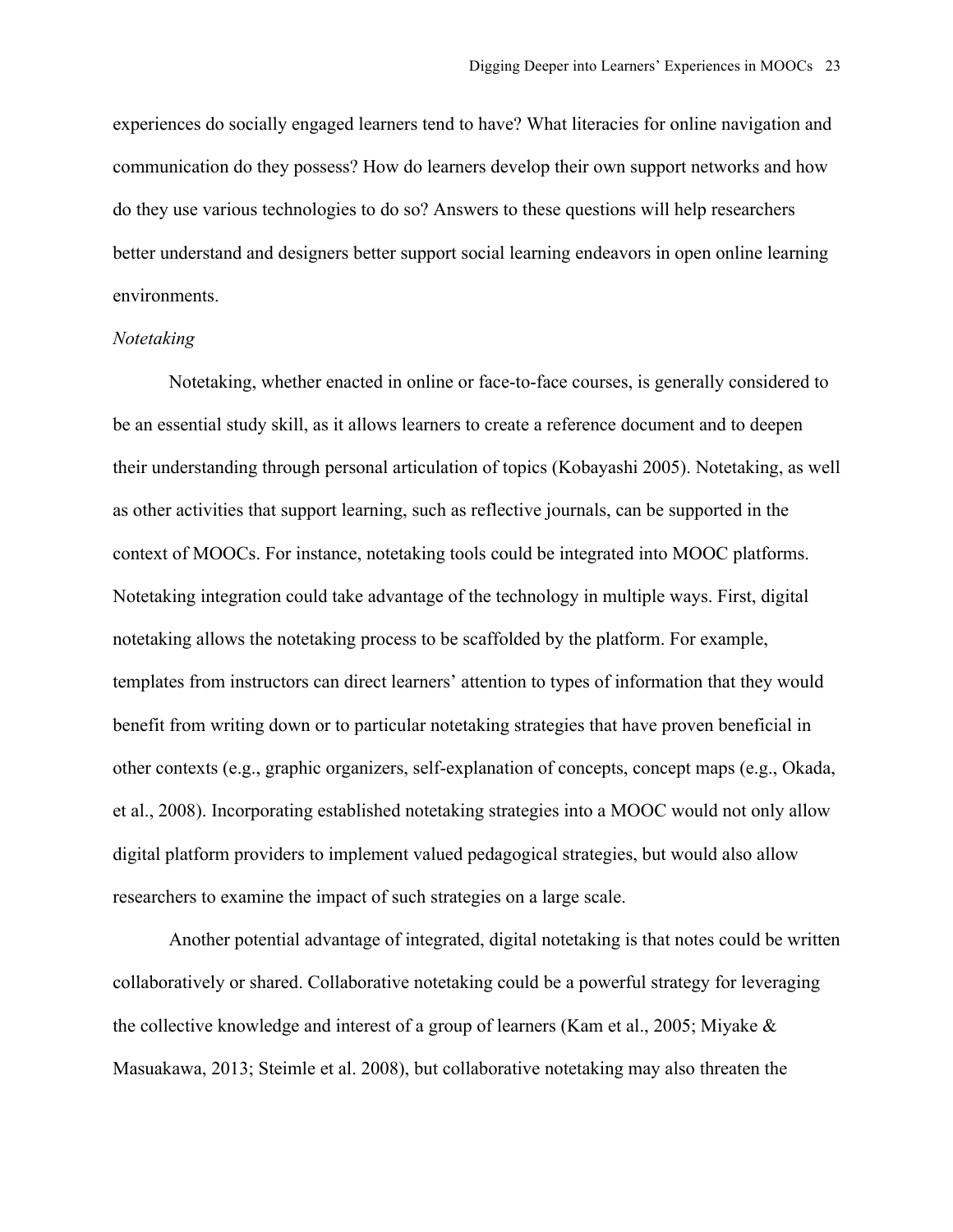experiences do socially engaged learners tend to have? What literacies for online navigation and communication do they possess? How do learners develop their own support networks and how do they use various technologies to do so? Answers to these questions will help researchers better understand and designers better support social learning endeavors in open online learning environments.

*Notetaking*

Notetaking, whether enacted in online or face-to-face courses, is generally considered to be an essential study skill, as it allows learners to create a reference document and to deepen their understanding through personal articulation of topics (Kobayashi 2005). Notetaking, as well as other activities that support learning, such as reflective journals, can be supported in the context of MOOCs. For instance, notetaking tools could be integrated into MOOC platforms. Notetaking integration could take advantage of the technology in multiple ways. First, digital notetaking allows the notetaking process to be scaffolded by the platform. For example, templates from instructors can direct learners' attention to types of information that they would benefit from writing down or to particular notetaking strategies that have proven beneficial in other contexts (e.g., graphic organizers, self-explanation of concepts, concept maps (e.g., Okada, et al., 2008). Incorporating established notetaking strategies into a MOOC would not only allow digital platform providers to implement valued pedagogical strategies, but would also allow researchers to examine the impact of such strategies on a large scale.

Another potential advantage of integrated, digital notetaking is that notes could be written collaboratively or shared. Collaborative notetaking could be a powerful strategy for leveraging the collective knowledge and interest of a group of learners (Kam et al., 2005; Miyake & Masuakawa, 2013; Steimle et al. 2008), but collaborative notetaking may also threaten the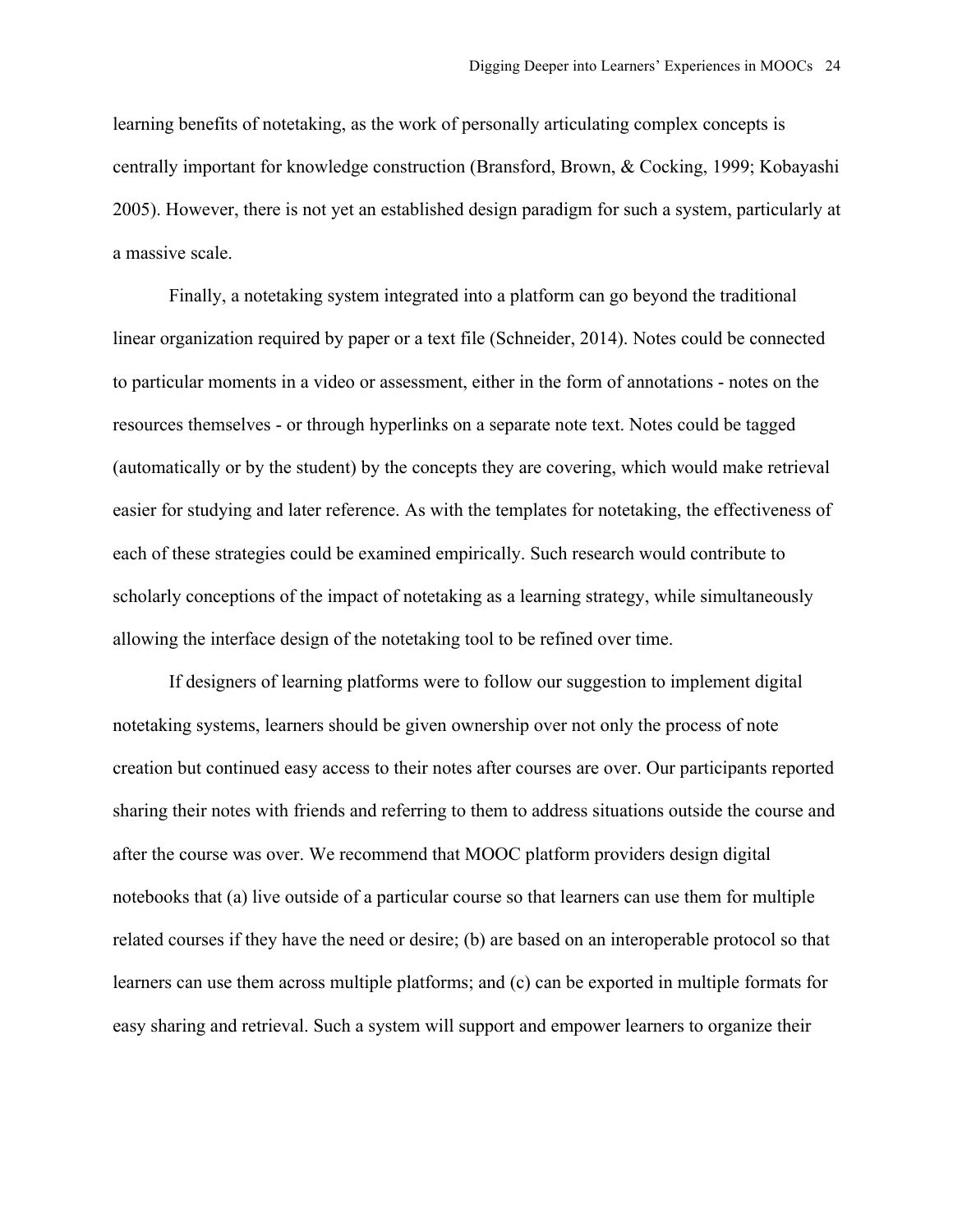learning benefits of notetaking, as the work of personally articulating complex concepts is centrally important for knowledge construction (Bransford, Brown, & Cocking, 1999; Kobayashi 2005). However, there is not yet an established design paradigm for such a system, particularly at a massive scale.

Finally, a notetaking system integrated into a platform can go beyond the traditional linear organization required by paper or a text file (Schneider, 2014). Notes could be connected to particular moments in a video or assessment, either in the form of annotations - notes on the resources themselves - or through hyperlinks on a separate note text. Notes could be tagged (automatically or by the student) by the concepts they are covering, which would make retrieval easier for studying and later reference. As with the templates for notetaking, the effectiveness of each of these strategies could be examined empirically. Such research would contribute to scholarly conceptions of the impact of notetaking as a learning strategy, while simultaneously allowing the interface design of the notetaking tool to be refined over time.

If designers of learning platforms were to follow our suggestion to implement digital notetaking systems, learners should be given ownership over not only the process of note creation but continued easy access to their notes after courses are over. Our participants reported sharing their notes with friends and referring to them to address situations outside the course and after the course was over. We recommend that MOOC platform providers design digital notebooks that (a) live outside of a particular course so that learners can use them for multiple related courses if they have the need or desire; (b) are based on an interoperable protocol so that learners can use them across multiple platforms; and (c) can be exported in multiple formats for easy sharing and retrieval. Such a system will support and empower learners to organize their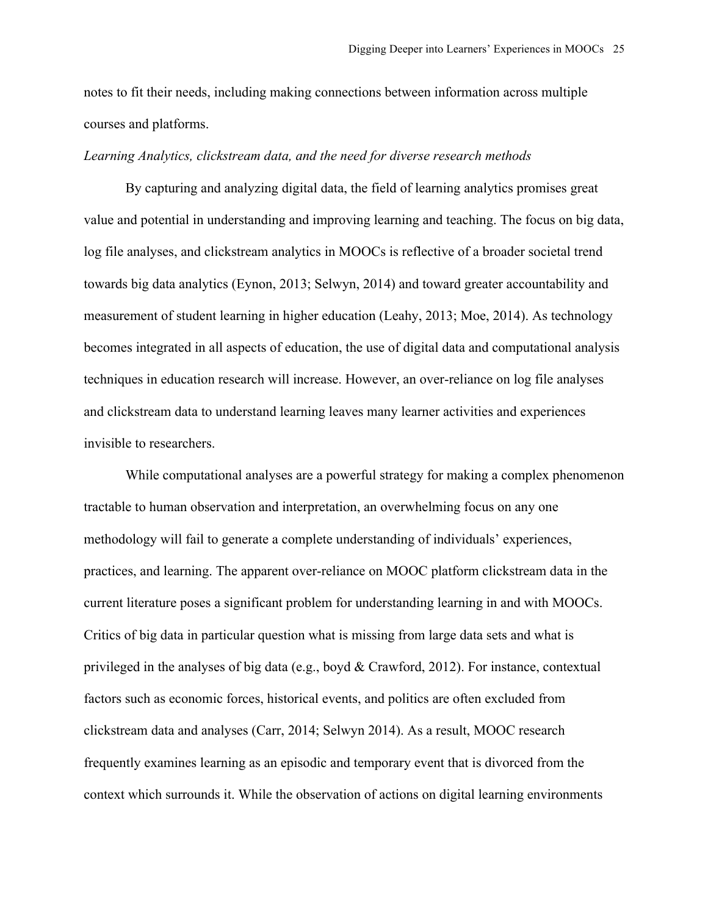notes to fit their needs, including making connections between information across multiple courses and platforms.

*Learning Analytics, clickstream data, and the need for diverse research methods*

By capturing and analyzing digital data, the field of learning analytics promises great value and potential in understanding and improving learning and teaching. The focus on big data, log file analyses, and clickstream analytics in MOOCs is reflective of a broader societal trend towards big data analytics (Eynon, 2013; Selwyn, 2014) and toward greater accountability and measurement of student learning in higher education (Leahy, 2013; Moe, 2014). As technology becomes integrated in all aspects of education, the use of digital data and computational analysis techniques in education research will increase. However, an over-reliance on log file analyses and clickstream data to understand learning leaves many learner activities and experiences invisible to researchers.

While computational analyses are a powerful strategy for making a complex phenomenon tractable to human observation and interpretation, an overwhelming focus on any one methodology will fail to generate a complete understanding of individuals' experiences, practices, and learning. The apparent over-reliance on MOOC platform clickstream data in the current literature poses a significant problem for understanding learning in and with MOOCs. Critics of big data in particular question what is missing from large data sets and what is privileged in the analyses of big data (e.g., boyd & Crawford, 2012). For instance, contextual factors such as economic forces, historical events, and politics are often excluded from clickstream data and analyses (Carr, 2014; Selwyn 2014). As a result, MOOC research frequently examines learning as an episodic and temporary event that is divorced from the context which surrounds it. While the observation of actions on digital learning environments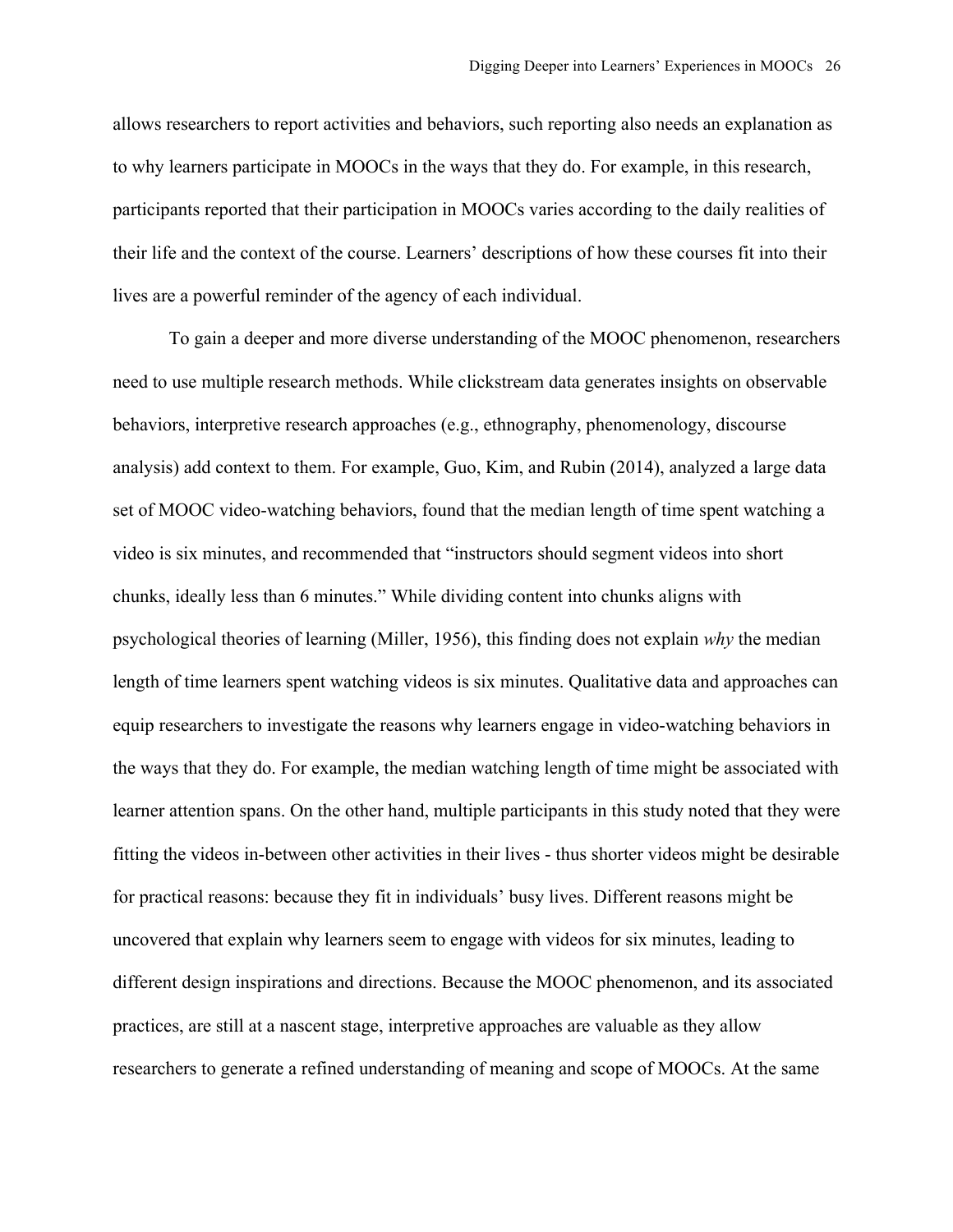allows researchers to report activities and behaviors, such reporting also needs an explanation as to why learners participate in MOOCs in the ways that they do. For example, in this research, participants reported that their participation in MOOCs varies according to the daily realities of their life and the context of the course. Learners' descriptions of how these courses fit into their lives are a powerful reminder of the agency of each individual.

To gain a deeper and more diverse understanding of the MOOC phenomenon, researchers need to use multiple research methods. While clickstream data generates insights on observable behaviors, interpretive research approaches (e.g., ethnography, phenomenology, discourse analysis) add context to them. For example, Guo, Kim, and Rubin (2014), analyzed a large data set of MOOC video-watching behaviors, found that the median length of time spent watching a video is six minutes, and recommended that "instructors should segment videos into short chunks, ideally less than 6 minutes." While dividing content into chunks aligns with psychological theories of learning (Miller, 1956), this finding does not explain *why* the median length of time learners spent watching videos is six minutes. Qualitative data and approaches can equip researchers to investigate the reasons why learners engage in video-watching behaviors in the ways that they do. For example, the median watching length of time might be associated with learner attention spans. On the other hand, multiple participants in this study noted that they were fitting the videos in-between other activities in their lives - thus shorter videos might be desirable for practical reasons: because they fit in individuals' busy lives. Different reasons might be uncovered that explain why learners seem to engage with videos for six minutes, leading to different design inspirations and directions. Because the MOOC phenomenon, and its associated practices, are still at a nascent stage, interpretive approaches are valuable as they allow researchers to generate a refined understanding of meaning and scope of MOOCs. At the same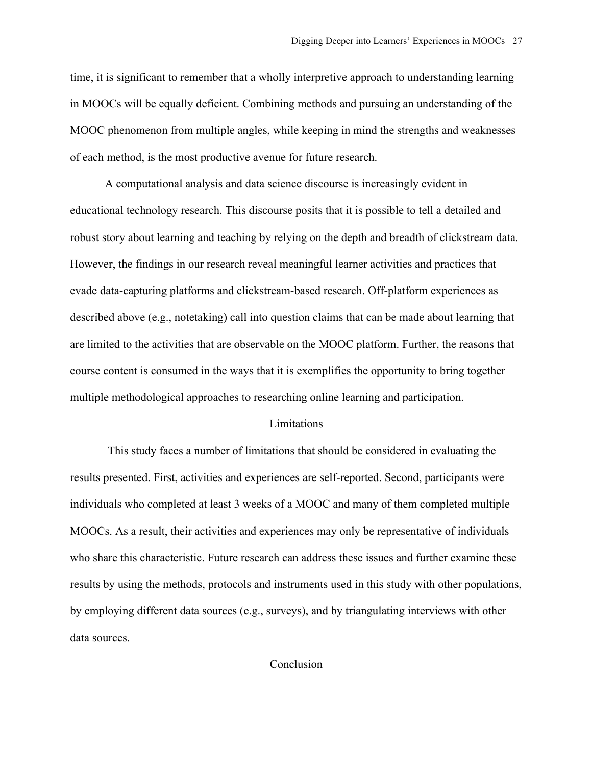time, it is significant to remember that a wholly interpretive approach to understanding learning in MOOCs will be equally deficient. Combining methods and pursuing an understanding of the MOOC phenomenon from multiple angles, while keeping in mind the strengths and weaknesses of each method, is the most productive avenue for future research.

A computational analysis and data science discourse is increasingly evident in educational technology research. This discourse posits that it is possible to tell a detailed and robust story about learning and teaching by relying on the depth and breadth of clickstream data. However, the findings in our research reveal meaningful learner activities and practices that evade data-capturing platforms and clickstream-based research. Off-platform experiences as described above (e.g., notetaking) call into question claims that can be made about learning that are limited to the activities that are observable on the MOOC platform. Further, the reasons that course content is consumed in the ways that it is exemplifies the opportunity to bring together multiple methodological approaches to researching online learning and participation.

## Limitations

This study faces a number of limitations that should be considered in evaluating the results presented. First, activities and experiences are self-reported. Second, participants were individuals who completed at least 3 weeks of a MOOC and many of them completed multiple MOOCs. As a result, their activities and experiences may only be representative of individuals who share this characteristic. Future research can address these issues and further examine these results by using the methods, protocols and instruments used in this study with other populations, by employing different data sources (e.g., surveys), and by triangulating interviews with other data sources.

## Conclusion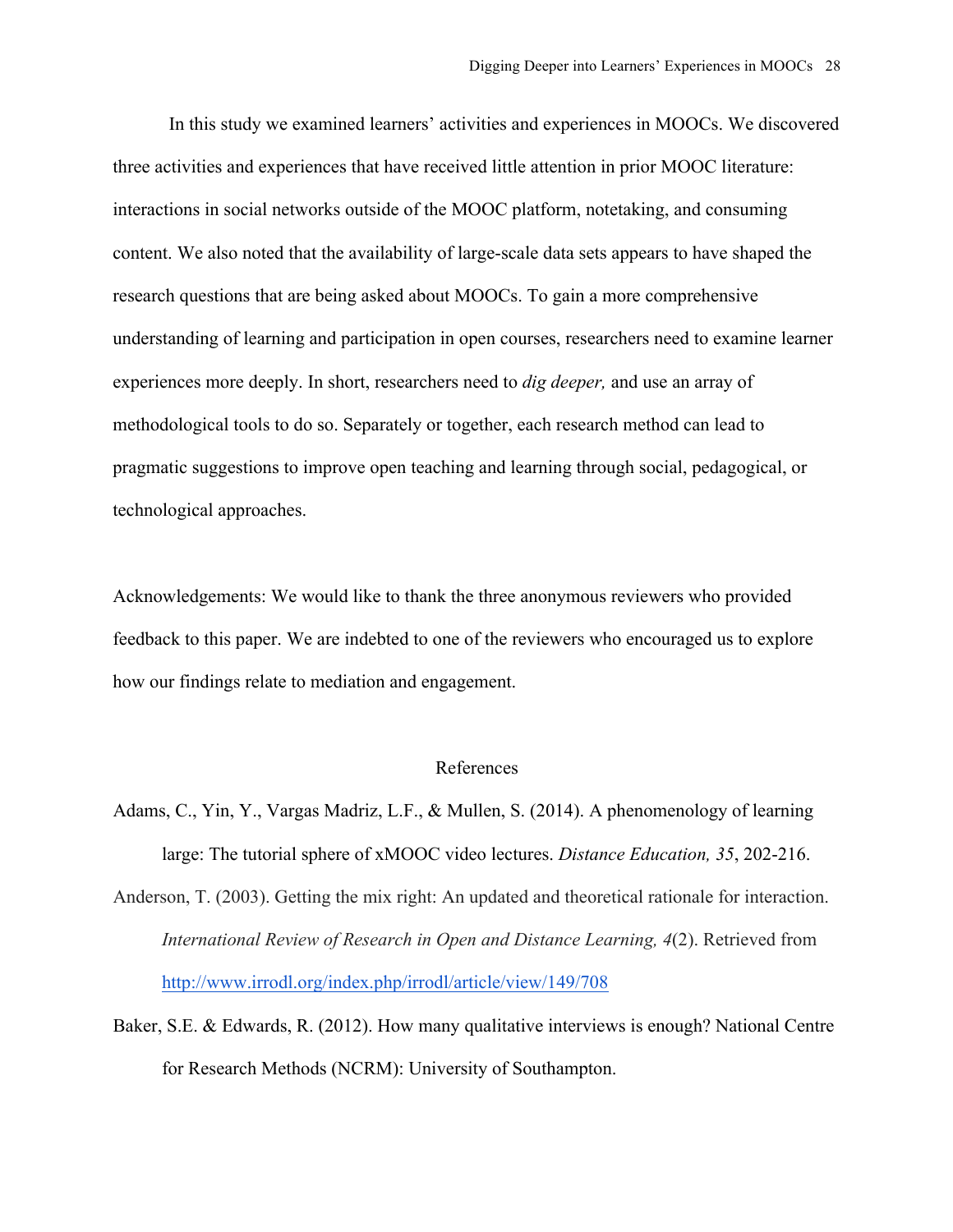In this study we examined learners' activities and experiences in MOOCs. We discovered three activities and experiences that have received little attention in prior MOOC literature: interactions in social networks outside of the MOOC platform, notetaking, and consuming content. We also noted that the availability of large-scale data sets appears to have shaped the research questions that are being asked about MOOCs. To gain a more comprehensive understanding of learning and participation in open courses, researchers need to examine learner experiences more deeply. In short, researchers need to *dig deeper,* and use an array of methodological tools to do so. Separately or together, each research method can lead to pragmatic suggestions to improve open teaching and learning through social, pedagogical, or technological approaches.

Acknowledgements: We would like to thank the three anonymous reviewers who provided feedback to this paper. We are indebted to one of the reviewers who encouraged us to explore how our findings relate to mediation and engagement.

## References

Adams, C., Yin, Y., Vargas Madriz, L.F., & Mullen, S. (2014). A phenomenology of learning large: The tutorial sphere of xMOOC video lectures. *Distance Education, 35*, 202-216.

Anderson, T. (2003). Getting the mix right: An updated and theoretical rationale for interaction. *International Review of Research in Open and Distance Learning, 4*(2). Retrieved from http://www.irrodl.org/index.php/irrodl/article/view/149/708

Baker, S.E. & Edwards, R. (2012). How many qualitative interviews is enough? National Centre for Research Methods (NCRM): University of Southampton.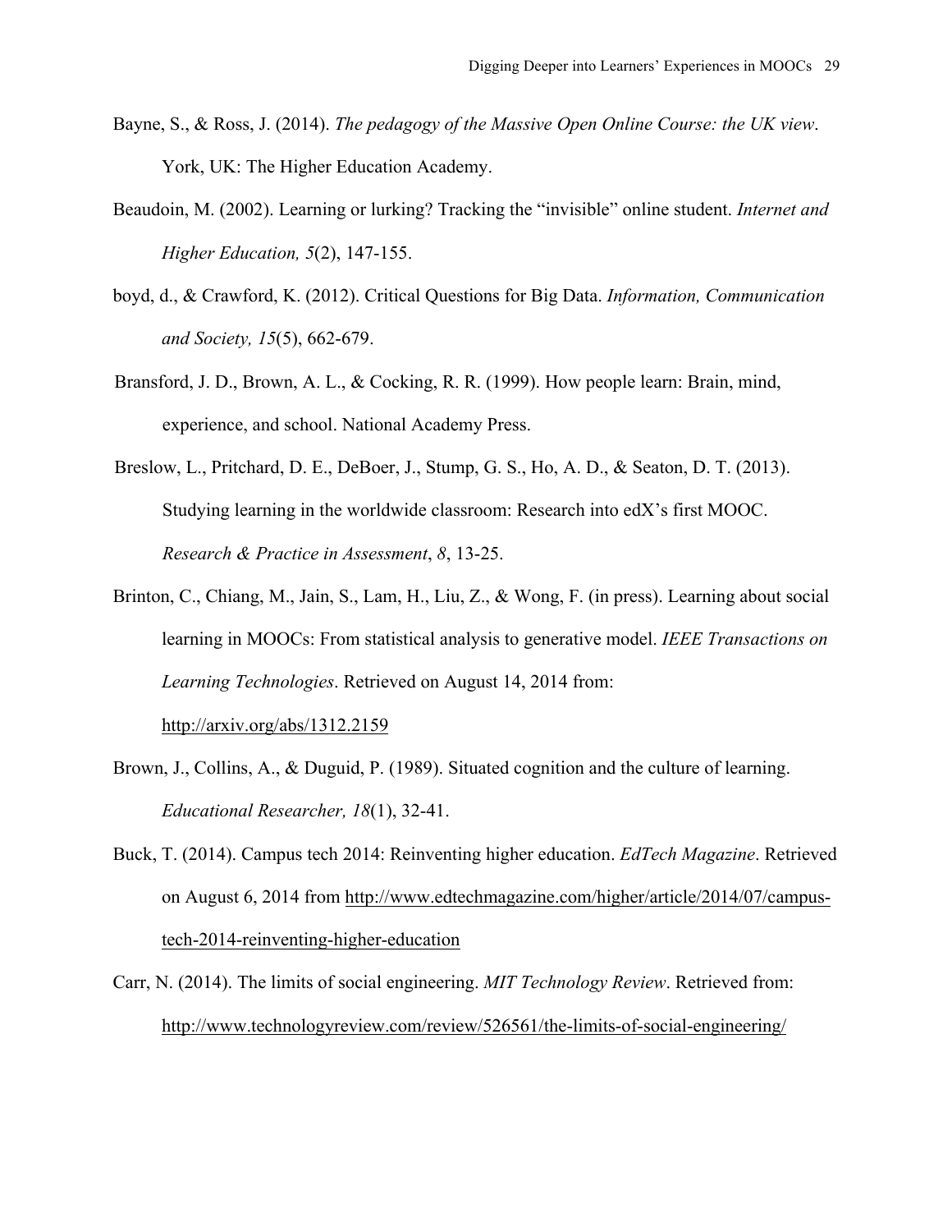Bayne, S., & Ross, J. (2014). *The pedagogy of the Massive Open Online Course: the UK view*. York, UK: The Higher Education Academy.

Beaudoin, M. (2002). Learning or lurking? Tracking the "invisible" online student. *Internet and Higher Education, 5*(2), 147-155.

boyd, d., & Crawford, K. (2012). Critical Questions for Big Data. *Information, Communication and Society, 15*(5), 662-679.

Bransford, J. D., Brown, A. L., & Cocking, R. R. (1999). How people learn: Brain, mind, experience, and school. National Academy Press.

Breslow, L., Pritchard, D. E., DeBoer, J., Stump, G. S., Ho, A. D., & Seaton, D. T. (2013). Studying learning in the worldwide classroom: Research into edX's first MOOC. *Research & Practice in Assessment*, *8*, 13-25.

Brinton, C., Chiang, M., Jain, S., Lam, H., Liu, Z., & Wong, F. (in press). Learning about social learning in MOOCs: From statistical analysis to generative model. *IEEE Transactions on Learning Technologies*. Retrieved on August 14, 2014 from: http://arxiv.org/abs/1312.2159

Brown, J., Collins, A., & Duguid, P. (1989). Situated cognition and the culture of learning. *Educational Researcher, 18*(1), 32-41.

Buck, T. (2014). Campus tech 2014: Reinventing higher education. *EdTech Magazine*. Retrieved on August 6, 2014 from http://www.edtechmagazine.com/higher/article/2014/07/campus-tech-2014-reinventing-higher-education

Carr, N. (2014). The limits of social engineering. *MIT Technology Review*. Retrieved from: http://www.technologyreview.com/review/526561/the-limits-of-social-engineering/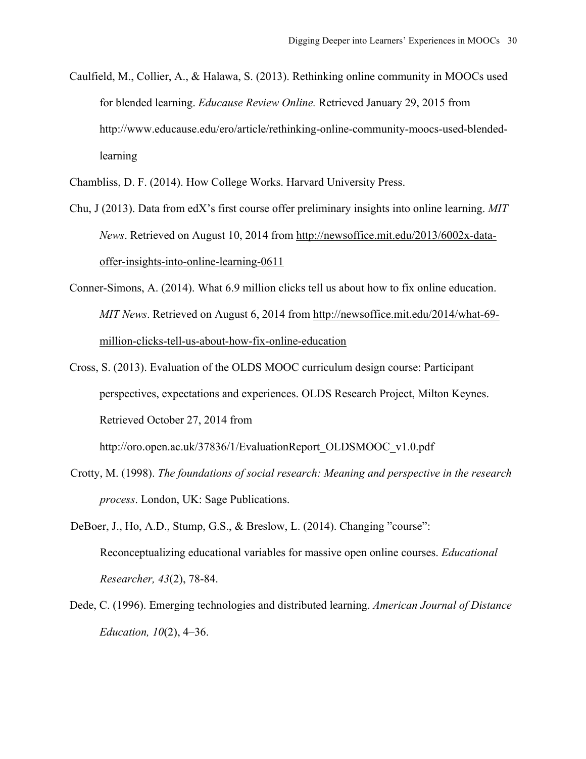Caulfield, M., Collier, A., & Halawa, S. (2013). Rethinking online community in MOOCs used for blended learning. *Educause Review Online.* Retrieved January 29, 2015 from http://www.educause.edu/ero/article/rethinking-online-community-moocs-used-blended-learning

Chambliss, D. F. (2014). How College Works. Harvard University Press.

Chu, J (2013). Data from edX's first course offer preliminary insights into online learning. *MIT News*. Retrieved on August 10, 2014 from http://newsoffice.mit.edu/2013/6002x-data-offer-insights-into-online-learning-0611

Conner-Simons, A. (2014). What 6.9 million clicks tell us about how to fix online education. *MIT News*. Retrieved on August 6, 2014 from http://newsoffice.mit.edu/2014/what-69-million-clicks-tell-us-about-how-fix-online-education

Cross, S. (2013). Evaluation of the OLDS MOOC curriculum design course: Participant perspectives, expectations and experiences. OLDS Research Project, Milton Keynes. Retrieved October 27, 2014 from http://oro.open.ac.uk/37836/1/EvaluationReport_OLDSMOOC_v1.0.pdf

Crotty, M. (1998). *The foundations of social research: Meaning and perspective in the research process*. London, UK: Sage Publications.

DeBoer, J., Ho, A.D., Stump, G.S., & Breslow, L. (2014). Changing "course": Reconceptualizing educational variables for massive open online courses. *Educational Researcher, 43*(2), 78-84.

Dede, C. (1996). Emerging technologies and distributed learning. *American Journal of Distance Education, 10*(2), 4–36.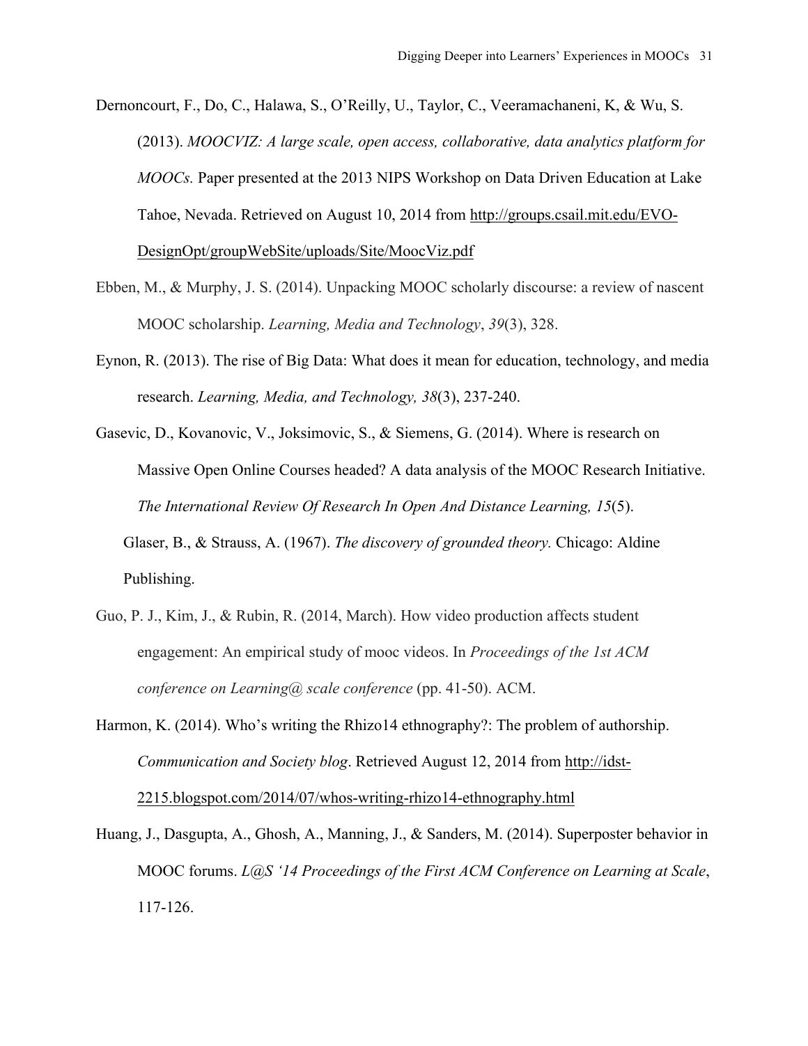Dernoncourt, F., Do, C., Halawa, S., O'Reilly, U., Taylor, C., Veeramachaneni, K, & Wu, S. (2013). *MOOCVIZ: A large scale, open access, collaborative, data analytics platform for MOOCs.* Paper presented at the 2013 NIPS Workshop on Data Driven Education at Lake Tahoe, Nevada. Retrieved on August 10, 2014 from http://groups.csail.mit.edu/EVO-DesignOpt/groupWebSite/uploads/Site/MoocViz.pdf

Ebben, M., & Murphy, J. S. (2014). Unpacking MOOC scholarly discourse: a review of nascent MOOC scholarship. *Learning, Media and Technology*, *39*(3), 328.

Eynon, R. (2013). The rise of Big Data: What does it mean for education, technology, and media research. *Learning, Media, and Technology, 38*(3), 237-240.

Gasevic, D., Kovanovic, V., Joksimovic, S., & Siemens, G. (2014). Where is research on Massive Open Online Courses headed? A data analysis of the MOOC Research Initiative. *The International Review Of Research In Open And Distance Learning, 15*(5).

Glaser, B., & Strauss, A. (1967). *The discovery of grounded theory.* Chicago: Aldine Publishing.

Guo, P. J., Kim, J., & Rubin, R. (2014, March). How video production affects student engagement: An empirical study of mooc videos. In *Proceedings of the 1st ACM conference on Learning@ scale conference* (pp. 41-50). ACM.

Harmon, K. (2014). Who's writing the Rhizo14 ethnography?: The problem of authorship. *Communication and Society blog*. Retrieved August 12, 2014 from http://idst-2215.blogspot.com/2014/07/whos-writing-rhizo14-ethnography.html

Huang, J., Dasgupta, A., Ghosh, A., Manning, J., & Sanders, M. (2014). Superposter behavior in MOOC forums. *L@S '14 Proceedings of the First ACM Conference on Learning at Scale*, 117-126.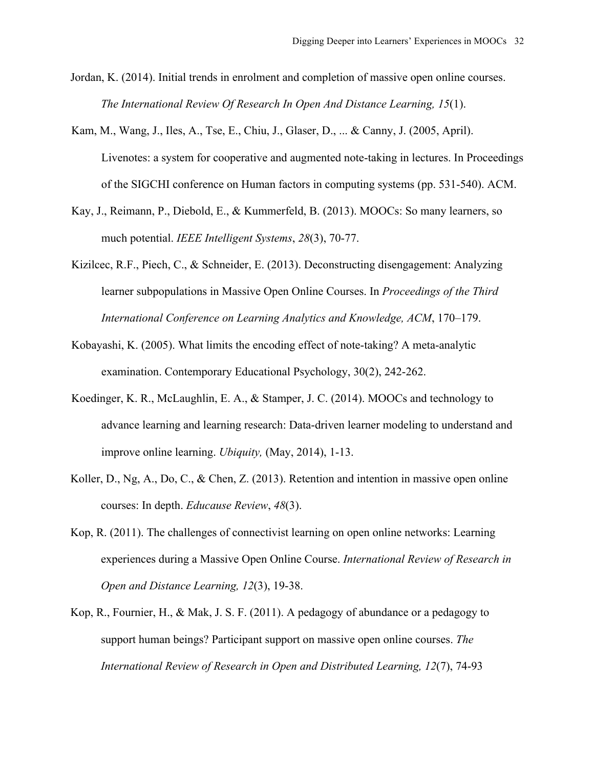Jordan, K. (2014). Initial trends in enrolment and completion of massive open online courses. *The International Review Of Research In Open And Distance Learning, 15*(1).

Kam, M., Wang, J., Iles, A., Tse, E., Chiu, J., Glaser, D., ... & Canny, J. (2005, April). Livenotes: a system for cooperative and augmented note-taking in lectures. In Proceedings of the SIGCHI conference on Human factors in computing systems (pp. 531-540). ACM.

Kay, J., Reimann, P., Diebold, E., & Kummerfeld, B. (2013). MOOCs: So many learners, so much potential. *IEEE Intelligent Systems*, *28*(3), 70-77.

Kizilcec, R.F., Piech, C., & Schneider, E. (2013). Deconstructing disengagement: Analyzing learner subpopulations in Massive Open Online Courses. In *Proceedings of the Third International Conference on Learning Analytics and Knowledge, ACM*, 170–179.

Kobayashi, K. (2005). What limits the encoding effect of note-taking? A meta-analytic examination. Contemporary Educational Psychology, 30(2), 242-262.

Koedinger, K. R., McLaughlin, E. A., & Stamper, J. C. (2014). MOOCs and technology to advance learning and learning research: Data-driven learner modeling to understand and improve online learning. *Ubiquity,* (May, 2014), 1-13.

Koller, D., Ng, A., Do, C., & Chen, Z. (2013). Retention and intention in massive open online courses: In depth. *Educause Review*, *48*(3).

Kop, R. (2011). The challenges of connectivist learning on open online networks: Learning experiences during a Massive Open Online Course. *International Review of Research in Open and Distance Learning, 12*(3), 19-38.

Kop, R., Fournier, H., & Mak, J. S. F. (2011). A pedagogy of abundance or a pedagogy to support human beings? Participant support on massive open online courses. *The International Review of Research in Open and Distributed Learning, 12*(7), 74-93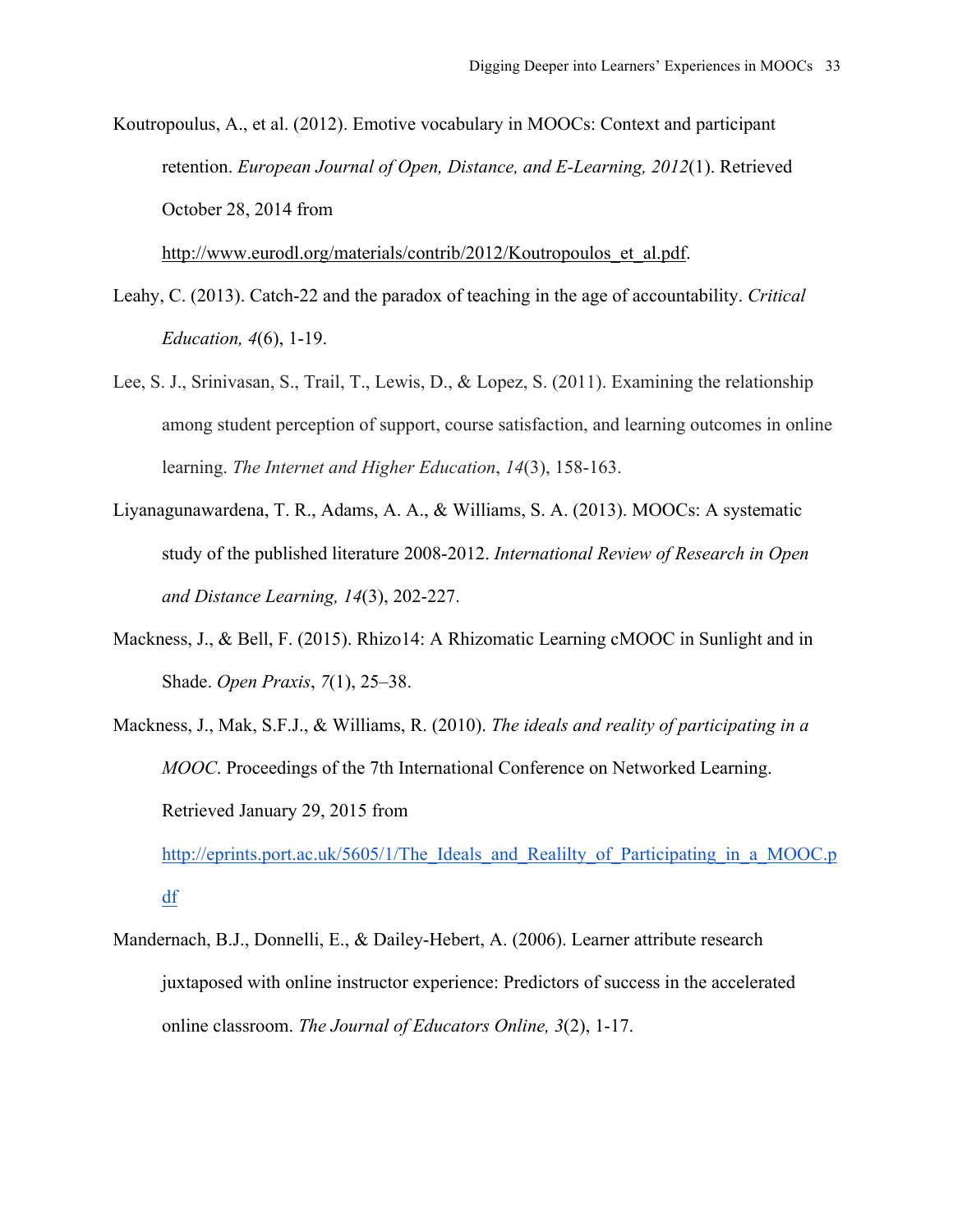Koutropoulus, A., et al. (2012). Emotive vocabulary in MOOCs: Context and participant retention. *European Journal of Open, Distance, and E-Learning, 2012*(1). Retrieved October 28, 2014 from http://www.eurodl.org/materials/contrib/2012/Koutropoulos_et_al.pdf.

Leahy, C. (2013). Catch-22 and the paradox of teaching in the age of accountability. *Critical Education, 4*(6), 1-19.

Lee, S. J., Srinivasan, S., Trail, T., Lewis, D., & Lopez, S. (2011). Examining the relationship among student perception of support, course satisfaction, and learning outcomes in online learning. *The Internet and Higher Education*, *14*(3), 158-163.

Liyanagunawardena, T. R., Adams, A. A., & Williams, S. A. (2013). MOOCs: A systematic study of the published literature 2008-2012. *International Review of Research in Open and Distance Learning, 14*(3), 202-227.

Mackness, J., & Bell, F. (2015). Rhizo14: A Rhizomatic Learning cMOOC in Sunlight and in Shade. *Open Praxis*, *7*(1), 25–38.

Mackness, J., Mak, S.F.J., & Williams, R. (2010). *The ideals and reality of participating in a MOOC*. Proceedings of the 7th International Conference on Networked Learning. Retrieved January 29, 2015 from http://eprints.port.ac.uk/5605/1/The_Ideals_and_Reality_of_Participating_in_a_MOOC.pdf

Mandernach, B.J., Donnelli, E., & Dailey-Hebert, A. (2006). Learner attribute research juxtaposed with online instructor experience: Predictors of success in the accelerated online classroom. *The Journal of Educators Online, 3*(2), 1-17.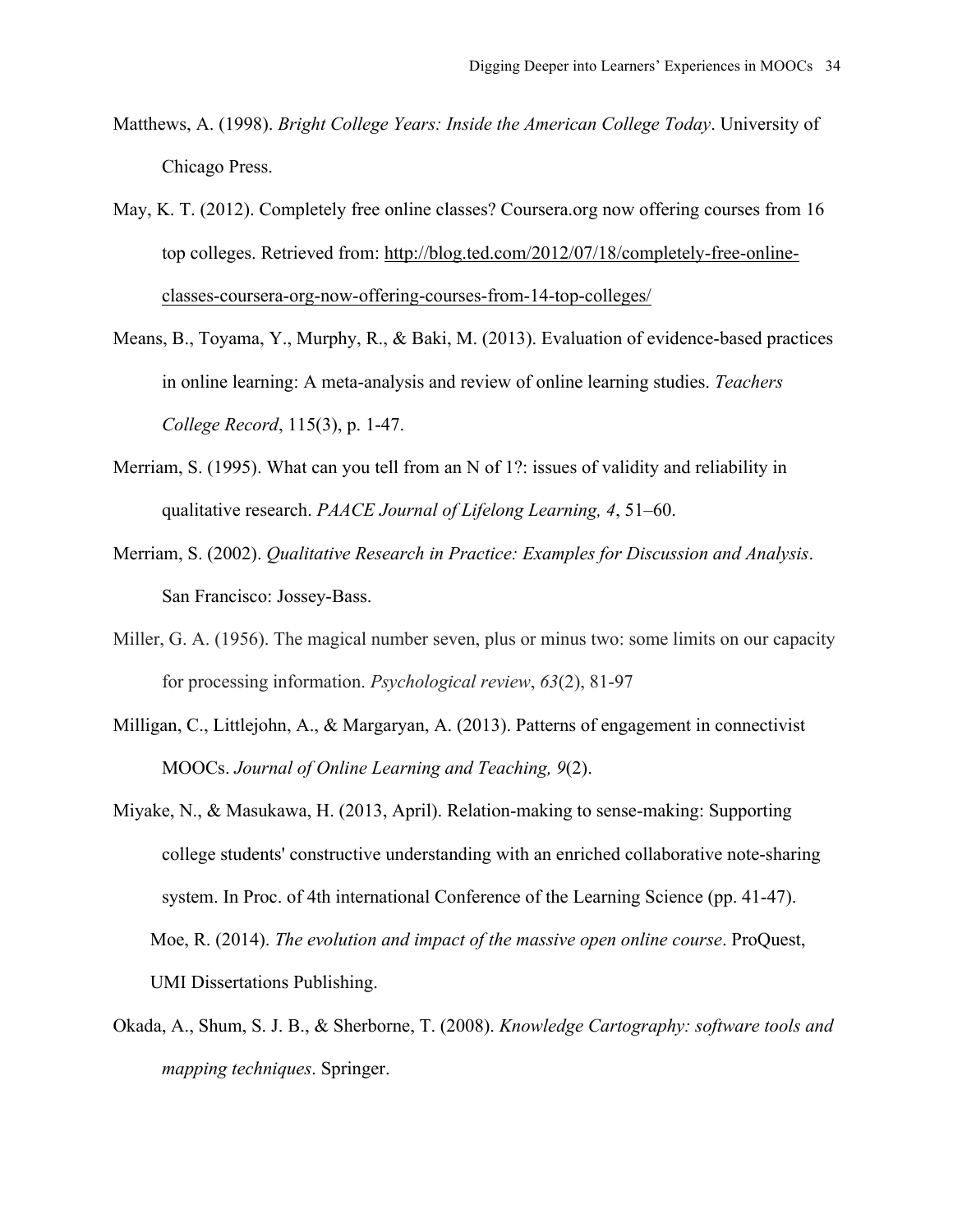Matthews, A. (1998). *Bright College Years: Inside the American College Today*. University of Chicago Press.

May, K. T. (2012). Completely free online classes? Coursera.org now offering courses from 16 top colleges. Retrieved from: http://blog.ted.com/2012/07/18/completely-free-online-classes-coursera-org-now-offering-courses-from-14-top-colleges/

Means, B., Toyama, Y., Murphy, R., & Baki, M. (2013). Evaluation of evidence-based practices in online learning: A meta-analysis and review of online learning studies. *Teachers College Record*, 115(3), p. 1-47.

Merriam, S. (1995). What can you tell from an N of 1?: issues of validity and reliability in qualitative research. *PAACE Journal of Lifelong Learning, 4*, 51–60.

Merriam, S. (2002). *Qualitative Research in Practice: Examples for Discussion and Analysis*. San Francisco: Jossey-Bass.

Miller, G. A. (1956). The magical number seven, plus or minus two: some limits on our capacity for processing information. *Psychological review*, *63*(2), 81-97

Milligan, C., Littlejohn, A., & Margaryan, A. (2013). Patterns of engagement in connectivist MOOCs. *Journal of Online Learning and Teaching, 9*(2).

Miyake, N., & Masukawa, H. (2013, April). Relation-making to sense-making: Supporting college students' constructive understanding with an enriched collaborative note-sharing system. In Proc. of 4th international Conference of the Learning Science (pp. 41-47).

Moe, R. (2014). *The evolution and impact of the massive open online course*. ProQuest, UMI Dissertations Publishing.

Okada, A., Shum, S. J. B., & Sherborne, T. (2008). *Knowledge Cartography: software tools and mapping techniques*. Springer.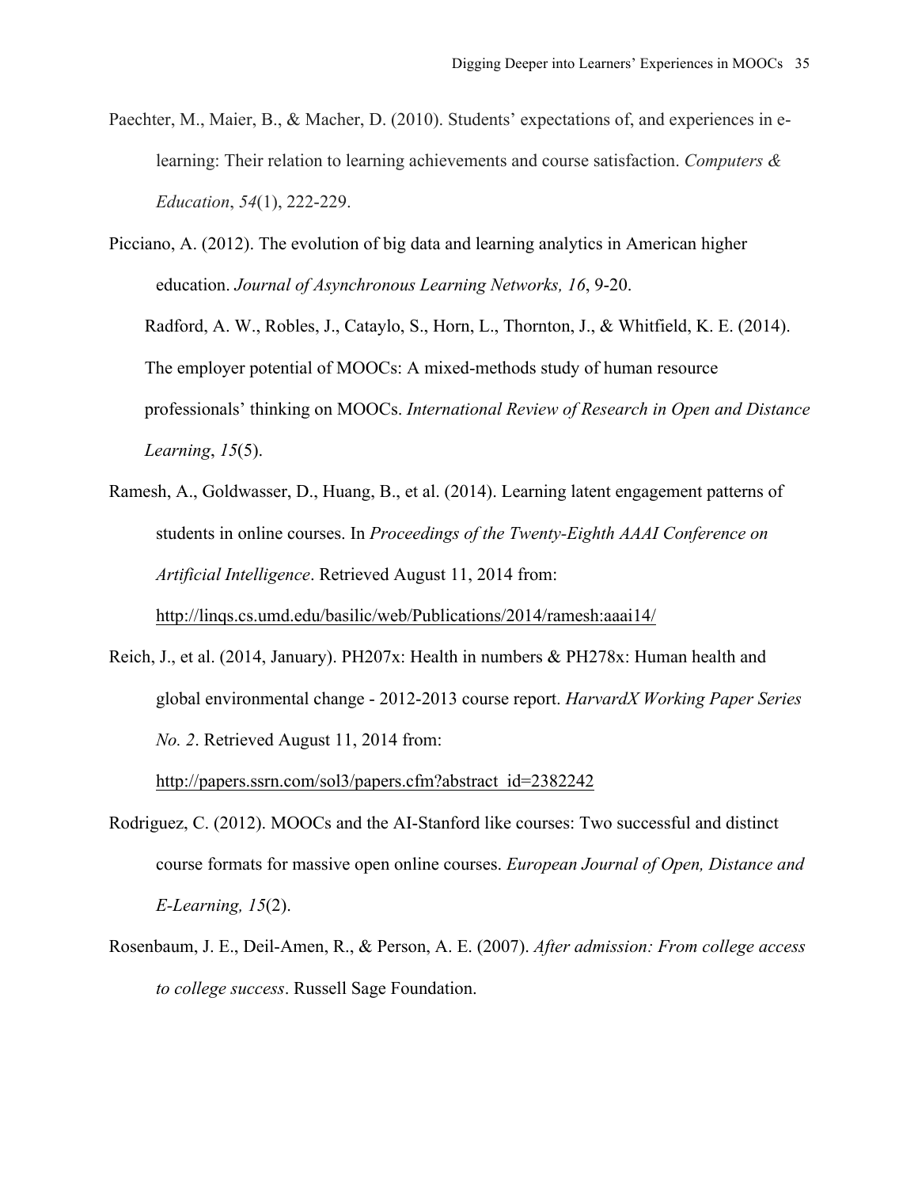Paechter, M., Maier, B., & Macher, D. (2010). Students' expectations of, and experiences in e-learning: Their relation to learning achievements and course satisfaction. *Computers & Education*, *54*(1), 222-229.

Picciano, A. (2012). The evolution of big data and learning analytics in American higher education. *Journal of Asynchronous Learning Networks, 16*, 9-20.

Radford, A. W., Robles, J., Cataylo, S., Horn, L., Thornton, J., & Whitfield, K. E. (2014). The employer potential of MOOCs: A mixed-methods study of human resource professionals' thinking on MOOCs. *International Review of Research in Open and Distance Learning*, *15*(5).

Ramesh, A., Goldwasser, D., Huang, B., et al. (2014). Learning latent engagement patterns of students in online courses. In *Proceedings of the Twenty-Eighth AAAI Conference on Artificial Intelligence*. Retrieved August 11, 2014 from: http://linqs.cs.umd.edu/basilic/web/Publications/2014/ramesh:aaai14/

Reich, J., et al. (2014, January). PH207x: Health in numbers & PH278x: Human health and global environmental change - 2012-2013 course report. *HarvardX Working Paper Series No. 2*. Retrieved August 11, 2014 from: http://papers.ssrn.com/sol3/papers.cfm?abstract_id=2382242

Rodriguez, C. (2012). MOOCs and the AI-Stanford like courses: Two successful and distinct course formats for massive open online courses. *European Journal of Open, Distance and E-Learning, 15*(2).

Rosenbaum, J. E., Deil-Amen, R., & Person, A. E. (2007). *After admission: From college access to college success*. Russell Sage Foundation.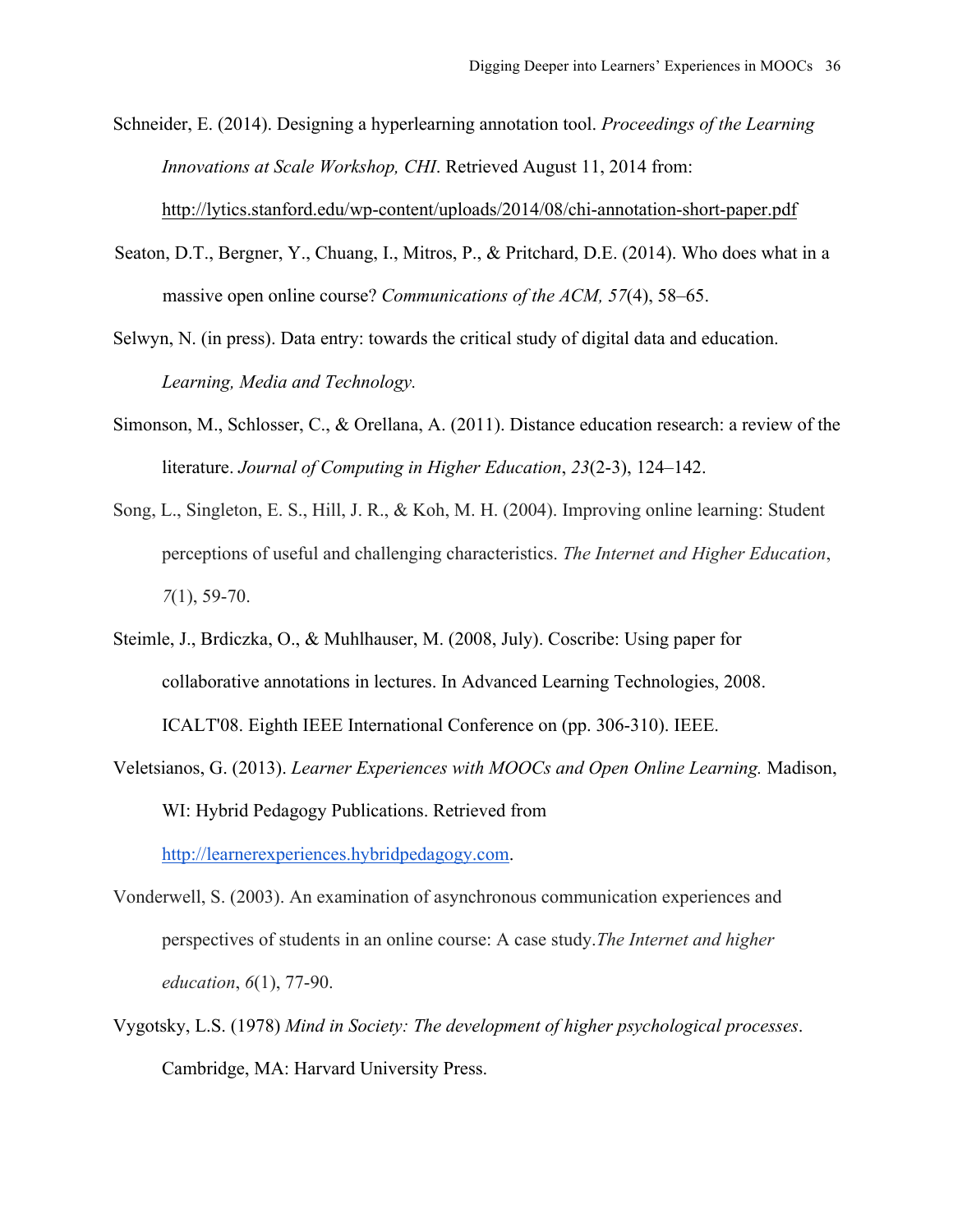Schneider, E. (2014). Designing a hyperlearning annotation tool. *Proceedings of the Learning Innovations at Scale Workshop, CHI*. Retrieved August 11, 2014 from: http://lytics.stanford.edu/wp-content/uploads/2014/08/chi-annotation-short-paper.pdf

Seaton, D.T., Bergner, Y., Chuang, I., Mitros, P., & Pritchard, D.E. (2014). Who does what in a massive open online course? *Communications of the ACM, 57*(4), 58–65.

Selwyn, N. (in press). Data entry: towards the critical study of digital data and education. *Learning, Media and Technology.*

Simonson, M., Schlosser, C., & Orellana, A. (2011). Distance education research: a review of the literature. *Journal of Computing in Higher Education*, *23*(2-3), 124–142.

Song, L., Singleton, E. S., Hill, J. R., & Koh, M. H. (2004). Improving online learning: Student perceptions of useful and challenging characteristics. *The Internet and Higher Education*, *7*(1), 59-70.

Steimle, J., Brdiczka, O., & Muhlhauser, M. (2008, July). Coscribe: Using paper for collaborative annotations in lectures. In Advanced Learning Technologies, 2008. ICALT'08. Eighth IEEE International Conference on (pp. 306-310). IEEE.

Veletsianos, G. (2013). *Learner Experiences with MOOCs and Open Online Learning.* Madison, WI: Hybrid Pedagogy Publications. Retrieved from http://learnerexperiences.hybridpedagogy.com.

Vonderwell, S. (2003). An examination of asynchronous communication experiences and perspectives of students in an online course: A case study.*The Internet and higher education*, *6*(1), 77-90.

Vygotsky, L.S. (1978) *Mind in Society: The development of higher psychological processes*. Cambridge, MA: Harvard University Press.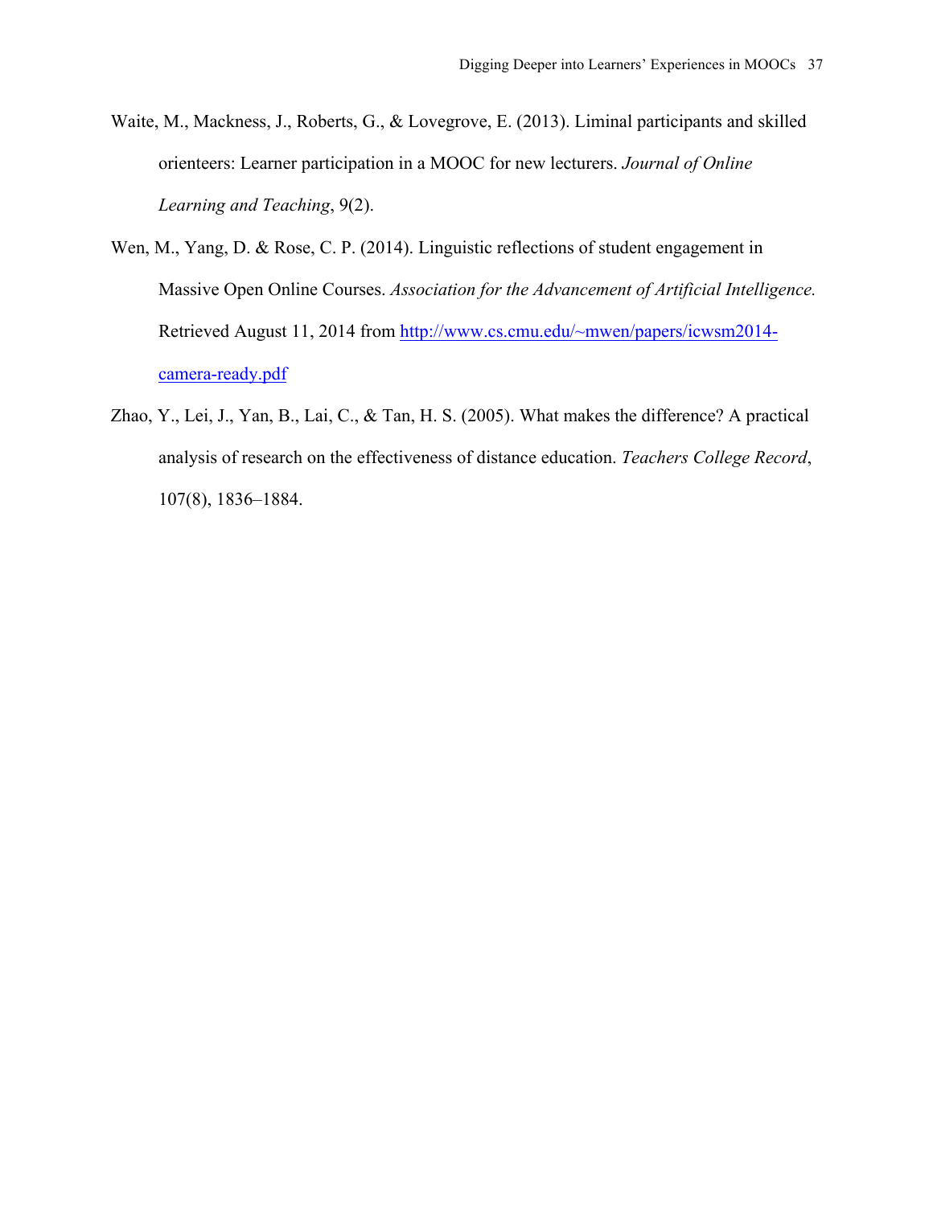Waite, M., Mackness, J., Roberts, G., & Lovegrove, E. (2013). Liminal participants and skilled orienteers: Learner participation in a MOOC for new lecturers. *Journal of Online Learning and Teaching*, 9(2).

Wen, M., Yang, D. & Rose, C. P. (2014). Linguistic reflections of student engagement in Massive Open Online Courses. *Association for the Advancement of Artificial Intelligence.* Retrieved August 11, 2014 from http://www.cs.cmu.edu/~mwen/papers/icwsm2014-camera-ready.pdf

Zhao, Y., Lei, J., Yan, B., Lai, C., & Tan, H. S. (2005). What makes the difference? A practical analysis of research on the effectiveness of distance education. *Teachers College Record*, 107(8), 1836–1884.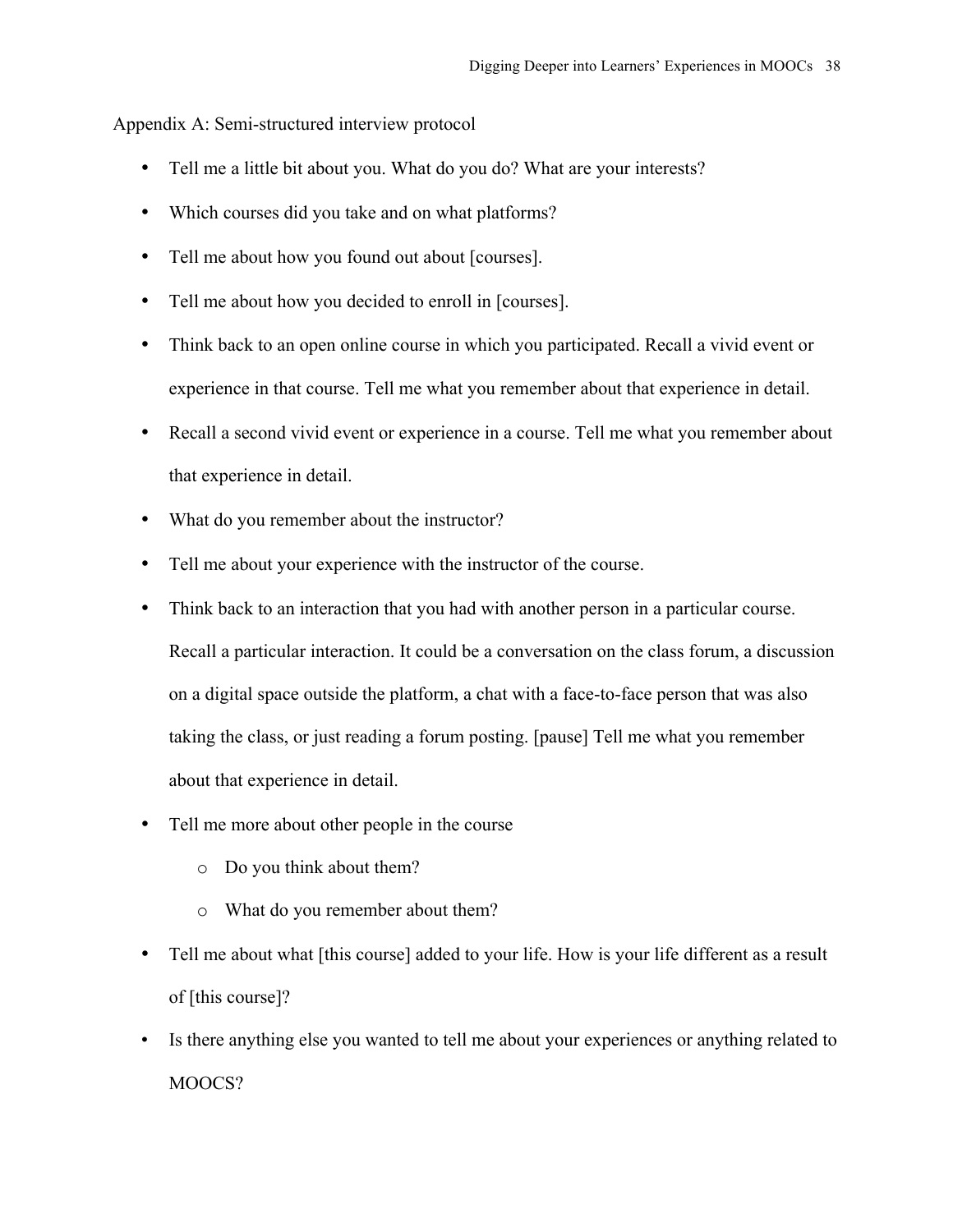Appendix A: Semi-structured interview protocol

- Tell me a little bit about you. What do you do? What are your interests?
- Which courses did you take and on what platforms?
- Tell me about how you found out about [courses].
- Tell me about how you decided to enroll in [courses].
- Think back to an open online course in which you participated. Recall a vivid event or experience in that course. Tell me what you remember about that experience in detail.
- Recall a second vivid event or experience in a course. Tell me what you remember about that experience in detail.
- What do you remember about the instructor?
- Tell me about your experience with the instructor of the course.
- Think back to an interaction that you had with another person in a particular course. Recall a particular interaction. It could be a conversation on the class forum, a discussion on a digital space outside the platform, a chat with a face-to-face person that was also taking the class, or just reading a forum posting. [pause] Tell me what you remember about that experience in detail.
- Tell me more about other people in the course
    - Do you think about them?
    - What do you remember about them?
- Tell me about what [this course] added to your life. How is your life different as a result of [this course]?
- Is there anything else you wanted to tell me about your experiences or anything related to MOOCS?